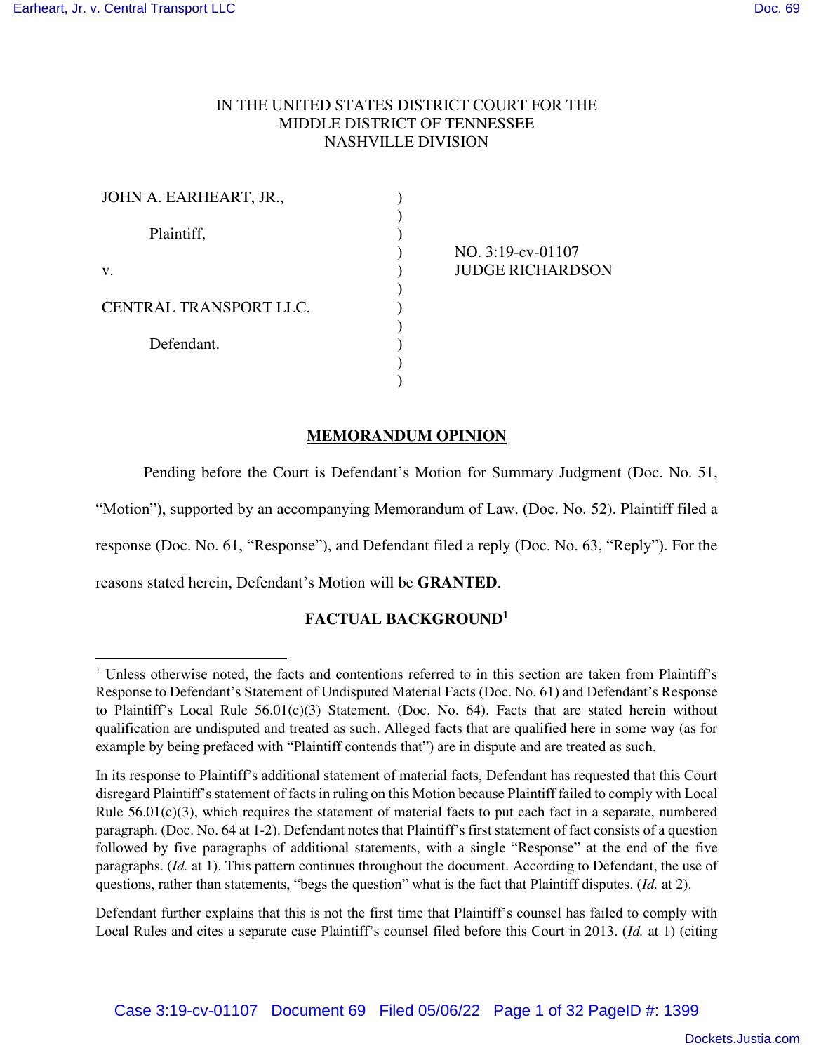IN THE UNITED STATES DISTRICT COURT FOR THE
MIDDLE DISTRICT OF TENNESSEE
NASHVILLE DIVISION

| | | |
|---|---|---|
| JOHN A. EARHEART, JR., | ) | |
| | ) | |
| Plaintiff, | ) | |
| | ) | NO. 3:19-cv-01107 |
| v. | ) | JUDGE RICHARDSON |
| | ) | |
| CENTRAL TRANSPORT LLC, | ) | |
| | ) | |
| Defendant. | ) | |
| | ) | |
| | ) | |

## MEMORANDUM OPINION

Pending before the Court is Defendant's Motion for Summary Judgment (Doc. No. 51, "Motion"), supported by an accompanying Memorandum of Law. (Doc. No. 52). Plaintiff filed a response (Doc. No. 61, "Response"), and Defendant filed a reply (Doc. No. 63, "Reply"). For the reasons stated herein, Defendant's Motion will be **GRANTED**.

## FACTUAL BACKGROUND[1]

[1] Unless otherwise noted, the facts and contentions referred to in this section are taken from Plaintiff's Response to Defendant's Statement of Undisputed Material Facts (Doc. No. 61) and Defendant's Response to Plaintiff's Local Rule 56.01(c)(3) Statement. (Doc. No. 64). Facts that are stated herein without qualification are undisputed and treated as such. Alleged facts that are qualified here in some way (as for example by being prefaced with "Plaintiff contends that") are in dispute and are treated as such.

In its response to Plaintiff's additional statement of material facts, Defendant has requested that this Court disregard Plaintiff's statement of facts in ruling on this Motion because Plaintiff failed to comply with Local Rule 56.01(c)(3), which requires the statement of material facts to put each fact in a separate, numbered paragraph. (Doc. No. 64 at 1-2). Defendant notes that Plaintiff's first statement of fact consists of a question followed by five paragraphs of additional statements, with a single "Response" at the end of the five paragraphs. (*Id.* at 1). This pattern continues throughout the document. According to Defendant, the use of questions, rather than statements, "begs the question" what is the fact that Plaintiff disputes. (*Id.* at 2).

Defendant further explains that this is not the first time that Plaintiff's counsel has failed to comply with Local Rules and cites a separate case Plaintiff's counsel filed before this Court in 2013. (*Id.* at 1) (citing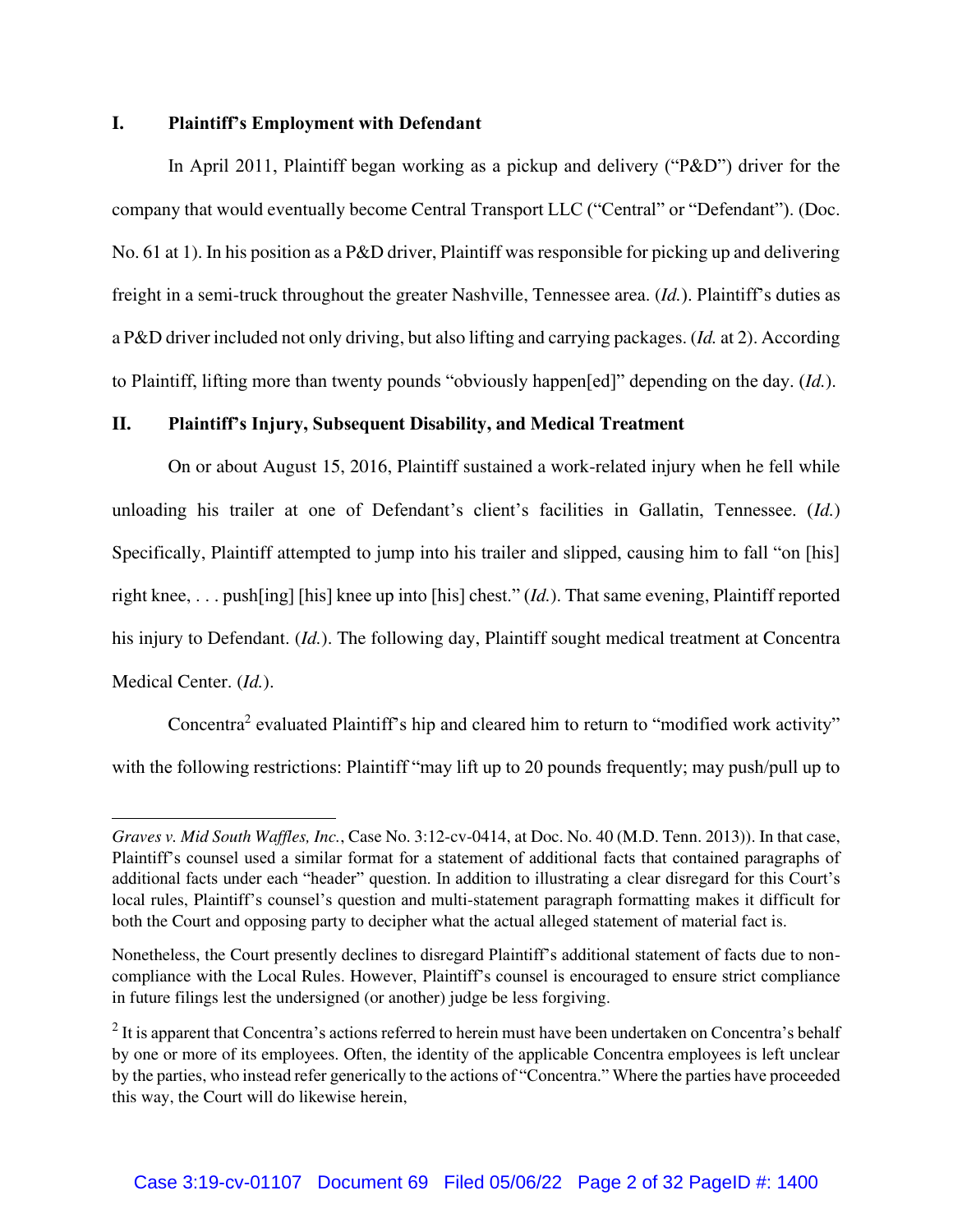## I. Plaintiff's Employment with Defendant

In April 2011, Plaintiff began working as a pickup and delivery ("P&D") driver for the company that would eventually become Central Transport LLC ("Central" or "Defendant"). (Doc. No. 61 at 1). In his position as a P&D driver, Plaintiff was responsible for picking up and delivering freight in a semi-truck throughout the greater Nashville, Tennessee area. (*Id.*). Plaintiff's duties as a P&D driver included not only driving, but also lifting and carrying packages. (*Id.* at 2). According to Plaintiff, lifting more than twenty pounds "obviously happen[ed]" depending on the day. (*Id.*).

## II. Plaintiff's Injury, Subsequent Disability, and Medical Treatment

On or about August 15, 2016, Plaintiff sustained a work-related injury when he fell while unloading his trailer at one of Defendant's client's facilities in Gallatin, Tennessee. (*Id.*) Specifically, Plaintiff attempted to jump into his trailer and slipped, causing him to fall "on [his] right knee, . . . push[ing] [his] knee up into [his] chest." (*Id.*). That same evening, Plaintiff reported his injury to Defendant. (*Id.*). The following day, Plaintiff sought medical treatment at Concentra Medical Center. (*Id.*).

Concentra[2] evaluated Plaintiff's hip and cleared him to return to "modified work activity" with the following restrictions: Plaintiff "may lift up to 20 pounds frequently; may push/pull up to

---

*Graves v. Mid South Waffles, Inc.*, Case No. 3:12-cv-0414, at Doc. No. 40 (M.D. Tenn. 2013)). In that case, Plaintiff's counsel used a similar format for a statement of additional facts that contained paragraphs of additional facts under each "header" question. In addition to illustrating a clear disregard for this Court's local rules, Plaintiff's counsel's question and multi-statement paragraph formatting makes it difficult for both the Court and opposing party to decipher what the actual alleged statement of material fact is.

Nonetheless, the Court presently declines to disregard Plaintiff's additional statement of facts due to non-compliance with the Local Rules. However, Plaintiff's counsel is encouraged to ensure strict compliance in future filings lest the undersigned (or another) judge be less forgiving.

[2] It is apparent that Concentra's actions referred to herein must have been undertaken on Concentra's behalf by one or more of its employees. Often, the identity of the applicable Concentra employees is left unclear by the parties, who instead refer generically to the actions of "Concentra." Where the parties have proceeded this way, the Court will do likewise herein,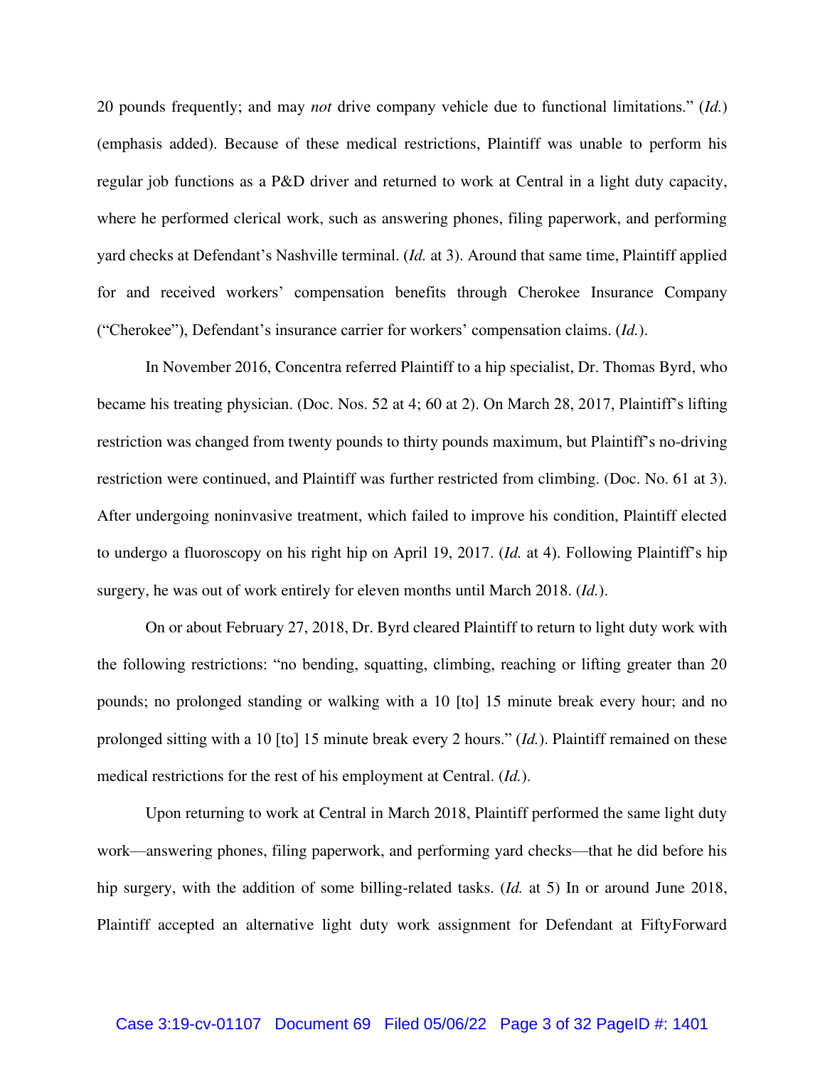20 pounds frequently; and may *not* drive company vehicle due to functional limitations." (*Id.*) (emphasis added). Because of these medical restrictions, Plaintiff was unable to perform his regular job functions as a P&D driver and returned to work at Central in a light duty capacity, where he performed clerical work, such as answering phones, filing paperwork, and performing yard checks at Defendant's Nashville terminal. (*Id.* at 3). Around that same time, Plaintiff applied for and received workers' compensation benefits through Cherokee Insurance Company ("Cherokee"), Defendant's insurance carrier for workers' compensation claims. (*Id.*).

In November 2016, Concentra referred Plaintiff to a hip specialist, Dr. Thomas Byrd, who became his treating physician. (Doc. Nos. 52 at 4; 60 at 2). On March 28, 2017, Plaintiff's lifting restriction was changed from twenty pounds to thirty pounds maximum, but Plaintiff's no-driving restriction were continued, and Plaintiff was further restricted from climbing. (Doc. No. 61 at 3). After undergoing noninvasive treatment, which failed to improve his condition, Plaintiff elected to undergo a fluoroscopy on his right hip on April 19, 2017. (*Id.* at 4). Following Plaintiff's hip surgery, he was out of work entirely for eleven months until March 2018. (*Id.*).

On or about February 27, 2018, Dr. Byrd cleared Plaintiff to return to light duty work with the following restrictions: "no bending, squatting, climbing, reaching or lifting greater than 20 pounds; no prolonged standing or walking with a 10 [to] 15 minute break every hour; and no prolonged sitting with a 10 [to] 15 minute break every 2 hours." (*Id.*). Plaintiff remained on these medical restrictions for the rest of his employment at Central. (*Id.*).

Upon returning to work at Central in March 2018, Plaintiff performed the same light duty work—answering phones, filing paperwork, and performing yard checks—that he did before his hip surgery, with the addition of some billing-related tasks. (*Id.* at 5) In or around June 2018, Plaintiff accepted an alternative light duty work assignment for Defendant at FiftyForward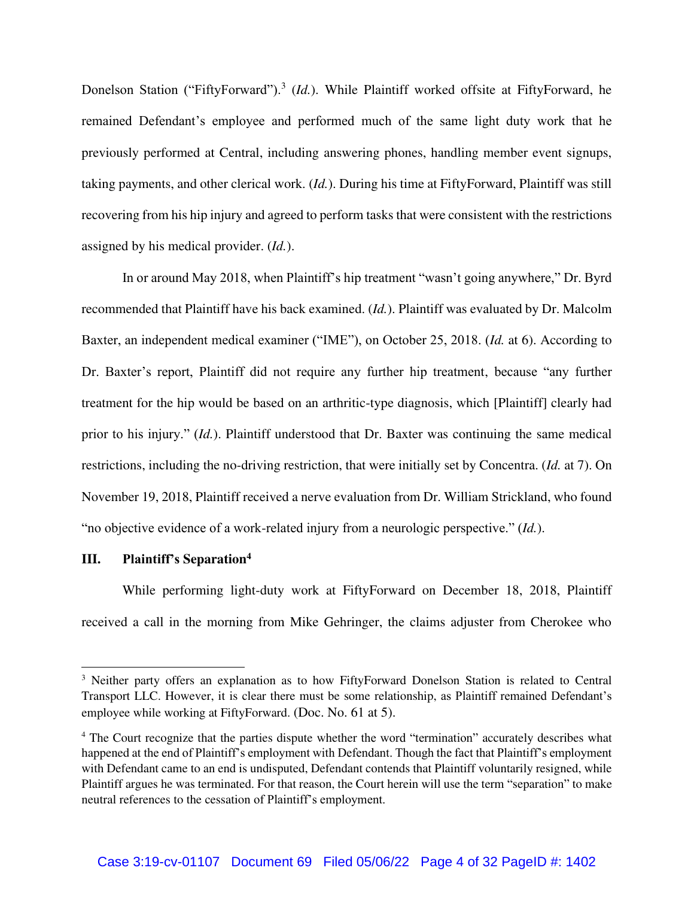Donelson Station ("FiftyForward").[3] (*Id.*). While Plaintiff worked offsite at FiftyForward, he remained Defendant's employee and performed much of the same light duty work that he previously performed at Central, including answering phones, handling member event signups, taking payments, and other clerical work. (*Id.*). During his time at FiftyForward, Plaintiff was still recovering from his hip injury and agreed to perform tasks that were consistent with the restrictions assigned by his medical provider. (*Id.*).

In or around May 2018, when Plaintiff's hip treatment "wasn't going anywhere," Dr. Byrd recommended that Plaintiff have his back examined. (*Id.*). Plaintiff was evaluated by Dr. Malcolm Baxter, an independent medical examiner ("IME"), on October 25, 2018. (*Id.* at 6). According to Dr. Baxter's report, Plaintiff did not require any further hip treatment, because "any further treatment for the hip would be based on an arthritic-type diagnosis, which [Plaintiff] clearly had prior to his injury." (*Id.*). Plaintiff understood that Dr. Baxter was continuing the same medical restrictions, including the no-driving restriction, that were initially set by Concentra. (*Id.* at 7). On November 19, 2018, Plaintiff received a nerve evaluation from Dr. William Strickland, who found "no objective evidence of a work-related injury from a neurologic perspective." (*Id.*).

### III. Plaintiff's Separation[4]

While performing light-duty work at FiftyForward on December 18, 2018, Plaintiff received a call in the morning from Mike Gehringer, the claims adjuster from Cherokee who

---

[3] Neither party offers an explanation as to how FiftyForward Donelson Station is related to Central Transport LLC. However, it is clear there must be some relationship, as Plaintiff remained Defendant's employee while working at FiftyForward. (Doc. No. 61 at 5).

[4] The Court recognize that the parties dispute whether the word "termination" accurately describes what happened at the end of Plaintiff's employment with Defendant. Though the fact that Plaintiff's employment with Defendant came to an end is undisputed, Defendant contends that Plaintiff voluntarily resigned, while Plaintiff argues he was terminated. For that reason, the Court herein will use the term "separation" to make neutral references to the cessation of Plaintiff's employment.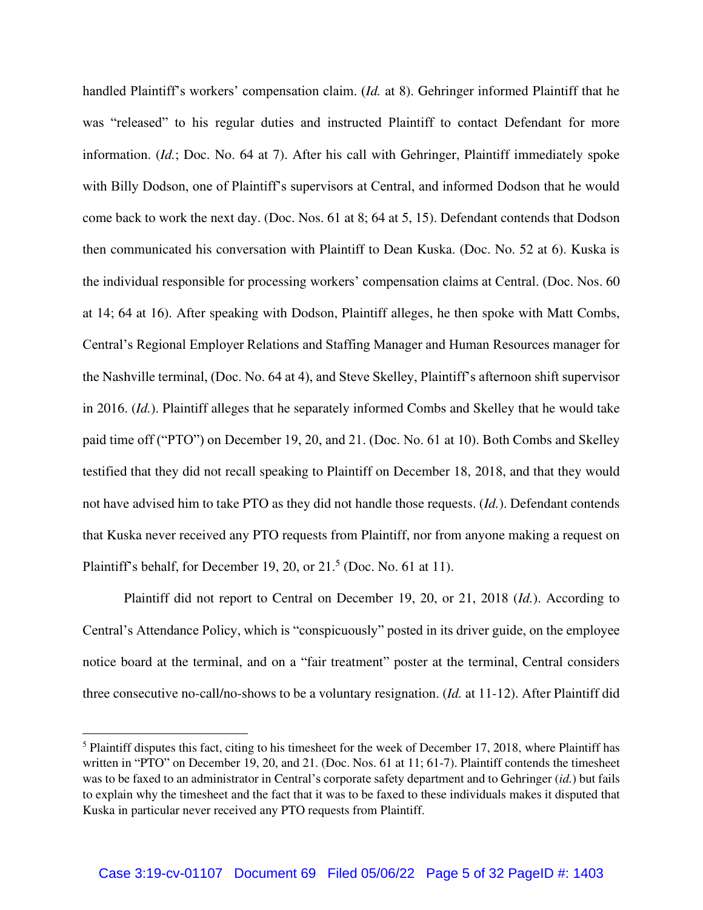handled Plaintiff's workers' compensation claim. (*Id.* at 8). Gehringer informed Plaintiff that he was "released" to his regular duties and instructed Plaintiff to contact Defendant for more information. (*Id.*; Doc. No. 64 at 7). After his call with Gehringer, Plaintiff immediately spoke with Billy Dodson, one of Plaintiff's supervisors at Central, and informed Dodson that he would come back to work the next day. (Doc. Nos. 61 at 8; 64 at 5, 15). Defendant contends that Dodson then communicated his conversation with Plaintiff to Dean Kuska. (Doc. No. 52 at 6). Kuska is the individual responsible for processing workers' compensation claims at Central. (Doc. Nos. 60 at 14; 64 at 16). After speaking with Dodson, Plaintiff alleges, he then spoke with Matt Combs, Central's Regional Employer Relations and Staffing Manager and Human Resources manager for the Nashville terminal, (Doc. No. 64 at 4), and Steve Skelley, Plaintiff's afternoon shift supervisor in 2016. (*Id.*). Plaintiff alleges that he separately informed Combs and Skelley that he would take paid time off ("PTO") on December 19, 20, and 21. (Doc. No. 61 at 10). Both Combs and Skelley testified that they did not recall speaking to Plaintiff on December 18, 2018, and that they would not have advised him to take PTO as they did not handle those requests. (*Id.*). Defendant contends that Kuska never received any PTO requests from Plaintiff, nor from anyone making a request on Plaintiff's behalf, for December 19, 20, or 21.[5] (Doc. No. 61 at 11).

Plaintiff did not report to Central on December 19, 20, or 21, 2018 (*Id.*). According to Central's Attendance Policy, which is "conspicuously" posted in its driver guide, on the employee notice board at the terminal, and on a "fair treatment" poster at the terminal, Central considers three consecutive no-call/no-shows to be a voluntary resignation. (*Id.* at 11-12). After Plaintiff did

[5] Plaintiff disputes this fact, citing to his timesheet for the week of December 17, 2018, where Plaintiff has written in "PTO" on December 19, 20, and 21. (Doc. Nos. 61 at 11; 61-7). Plaintiff contends the timesheet was to be faxed to an administrator in Central's corporate safety department and to Gehringer (*id.*) but fails to explain why the timesheet and the fact that it was to be faxed to these individuals makes it disputed that Kuska in particular never received any PTO requests from Plaintiff.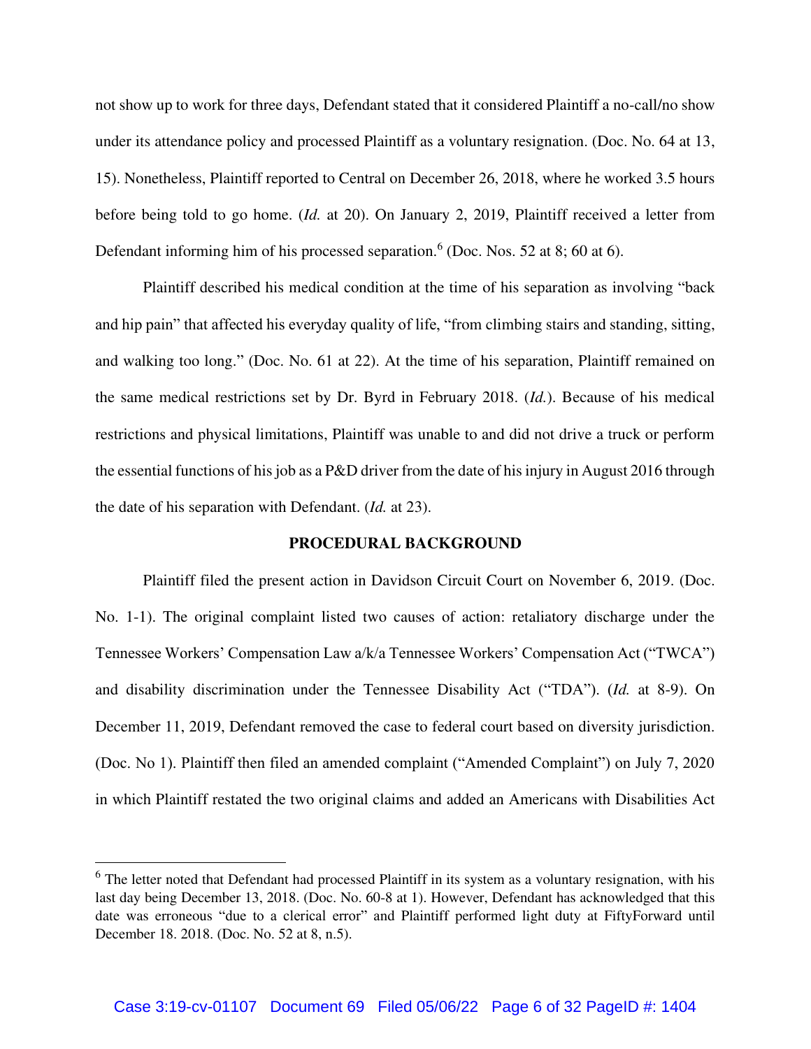not show up to work for three days, Defendant stated that it considered Plaintiff a no-call/no show under its attendance policy and processed Plaintiff as a voluntary resignation. (Doc. No. 64 at 13, 15). Nonetheless, Plaintiff reported to Central on December 26, 2018, where he worked 3.5 hours before being told to go home. (*Id.* at 20). On January 2, 2019, Plaintiff received a letter from Defendant informing him of his processed separation.[6] (Doc. Nos. 52 at 8; 60 at 6).

Plaintiff described his medical condition at the time of his separation as involving "back and hip pain" that affected his everyday quality of life, "from climbing stairs and standing, sitting, and walking too long." (Doc. No. 61 at 22). At the time of his separation, Plaintiff remained on the same medical restrictions set by Dr. Byrd in February 2018. (*Id.*). Because of his medical restrictions and physical limitations, Plaintiff was unable to and did not drive a truck or perform the essential functions of his job as a P&D driver from the date of his injury in August 2016 through the date of his separation with Defendant. (*Id.* at 23).

## PROCEDURAL BACKGROUND

Plaintiff filed the present action in Davidson Circuit Court on November 6, 2019. (Doc. No. 1-1). The original complaint listed two causes of action: retaliatory discharge under the Tennessee Workers' Compensation Law a/k/a Tennessee Workers' Compensation Act ("TWCA") and disability discrimination under the Tennessee Disability Act ("TDA"). (*Id.* at 8-9). On December 11, 2019, Defendant removed the case to federal court based on diversity jurisdiction. (Doc. No 1). Plaintiff then filed an amended complaint ("Amended Complaint") on July 7, 2020 in which Plaintiff restated the two original claims and added an Americans with Disabilities Act

[6] The letter noted that Defendant had processed Plaintiff in its system as a voluntary resignation, with his last day being December 13, 2018. (Doc. No. 60-8 at 1). However, Defendant has acknowledged that this date was erroneous "due to a clerical error" and Plaintiff performed light duty at FiftyForward until December 18. 2018. (Doc. No. 52 at 8, n.5).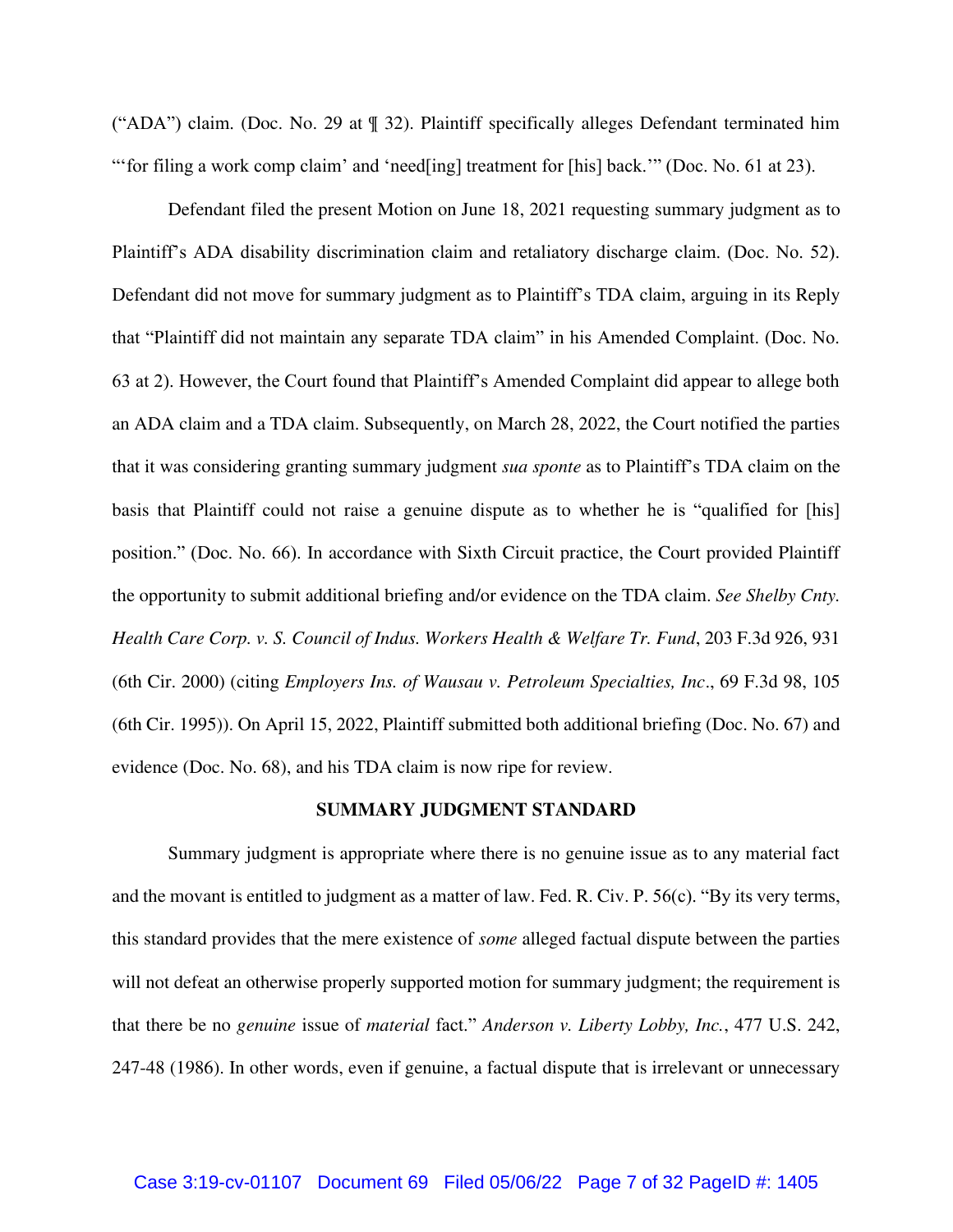("ADA") claim. (Doc. No. 29 at ¶ 32). Plaintiff specifically alleges Defendant terminated him "'for filing a work comp claim' and 'need[ing] treatment for [his] back.'" (Doc. No. 61 at 23).

Defendant filed the present Motion on June 18, 2021 requesting summary judgment as to Plaintiff's ADA disability discrimination claim and retaliatory discharge claim. (Doc. No. 52). Defendant did not move for summary judgment as to Plaintiff's TDA claim, arguing in its Reply that "Plaintiff did not maintain any separate TDA claim" in his Amended Complaint. (Doc. No. 63 at 2). However, the Court found that Plaintiff's Amended Complaint did appear to allege both an ADA claim and a TDA claim. Subsequently, on March 28, 2022, the Court notified the parties that it was considering granting summary judgment *sua sponte* as to Plaintiff's TDA claim on the basis that Plaintiff could not raise a genuine dispute as to whether he is "qualified for [his] position." (Doc. No. 66). In accordance with Sixth Circuit practice, the Court provided Plaintiff the opportunity to submit additional briefing and/or evidence on the TDA claim. *See Shelby Cnty. Health Care Corp. v. S. Council of Indus. Workers Health & Welfare Tr. Fund*, 203 F.3d 926, 931 (6th Cir. 2000) (citing *Employers Ins. of Wausau v. Petroleum Specialties, Inc*., 69 F.3d 98, 105 (6th Cir. 1995)). On April 15, 2022, Plaintiff submitted both additional briefing (Doc. No. 67) and evidence (Doc. No. 68), and his TDA claim is now ripe for review.

## SUMMARY JUDGMENT STANDARD

Summary judgment is appropriate where there is no genuine issue as to any material fact and the movant is entitled to judgment as a matter of law. Fed. R. Civ. P. 56(c). "By its very terms, this standard provides that the mere existence of *some* alleged factual dispute between the parties will not defeat an otherwise properly supported motion for summary judgment; the requirement is that there be no *genuine* issue of *material* fact." *Anderson v. Liberty Lobby, Inc.*, 477 U.S. 242, 247-48 (1986). In other words, even if genuine, a factual dispute that is irrelevant or unnecessary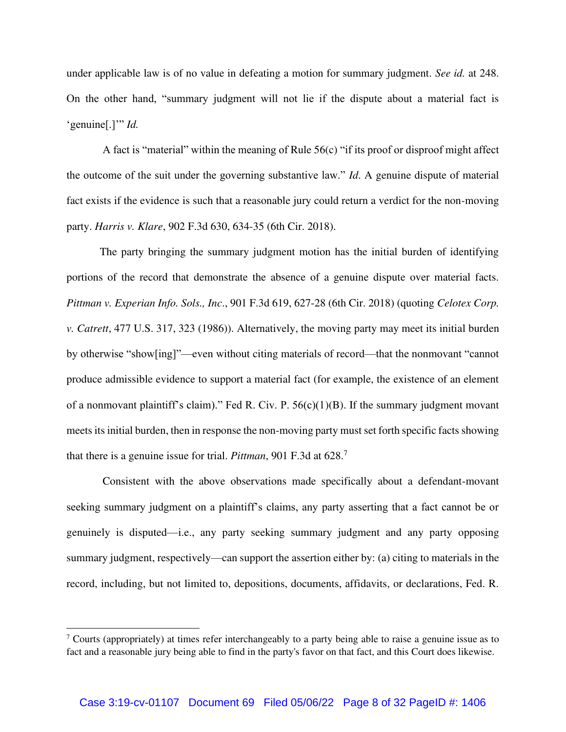under applicable law is of no value in defeating a motion for summary judgment. *See id.* at 248. On the other hand, "summary judgment will not lie if the dispute about a material fact is 'genuine[.]'" *Id.*

A fact is "material" within the meaning of Rule 56(c) "if its proof or disproof might affect the outcome of the suit under the governing substantive law." *Id*. A genuine dispute of material fact exists if the evidence is such that a reasonable jury could return a verdict for the non-moving party. *Harris v. Klare*, 902 F.3d 630, 634-35 (6th Cir. 2018).

The party bringing the summary judgment motion has the initial burden of identifying portions of the record that demonstrate the absence of a genuine dispute over material facts. *Pittman v. Experian Info. Sols., Inc*., 901 F.3d 619, 627-28 (6th Cir. 2018) (quoting *Celotex Corp. v. Catrett*, 477 U.S. 317, 323 (1986)). Alternatively, the moving party may meet its initial burden by otherwise "show[ing]"—even without citing materials of record—that the nonmovant "cannot produce admissible evidence to support a material fact (for example, the existence of an element of a nonmovant plaintiff's claim)." Fed R. Civ. P. 56(c)(1)(B). If the summary judgment movant meets its initial burden, then in response the non-moving party must set forth specific facts showing that there is a genuine issue for trial. *Pittman*, 901 F.3d at 628.[7]

Consistent with the above observations made specifically about a defendant-movant seeking summary judgment on a plaintiff's claims, any party asserting that a fact cannot be or genuinely is disputed—i.e., any party seeking summary judgment and any party opposing summary judgment, respectively—can support the assertion either by: (a) citing to materials in the record, including, but not limited to, depositions, documents, affidavits, or declarations, Fed. R.

---

[7] Courts (appropriately) at times refer interchangeably to a party being able to raise a genuine issue as to fact and a reasonable jury being able to find in the party's favor on that fact, and this Court does likewise.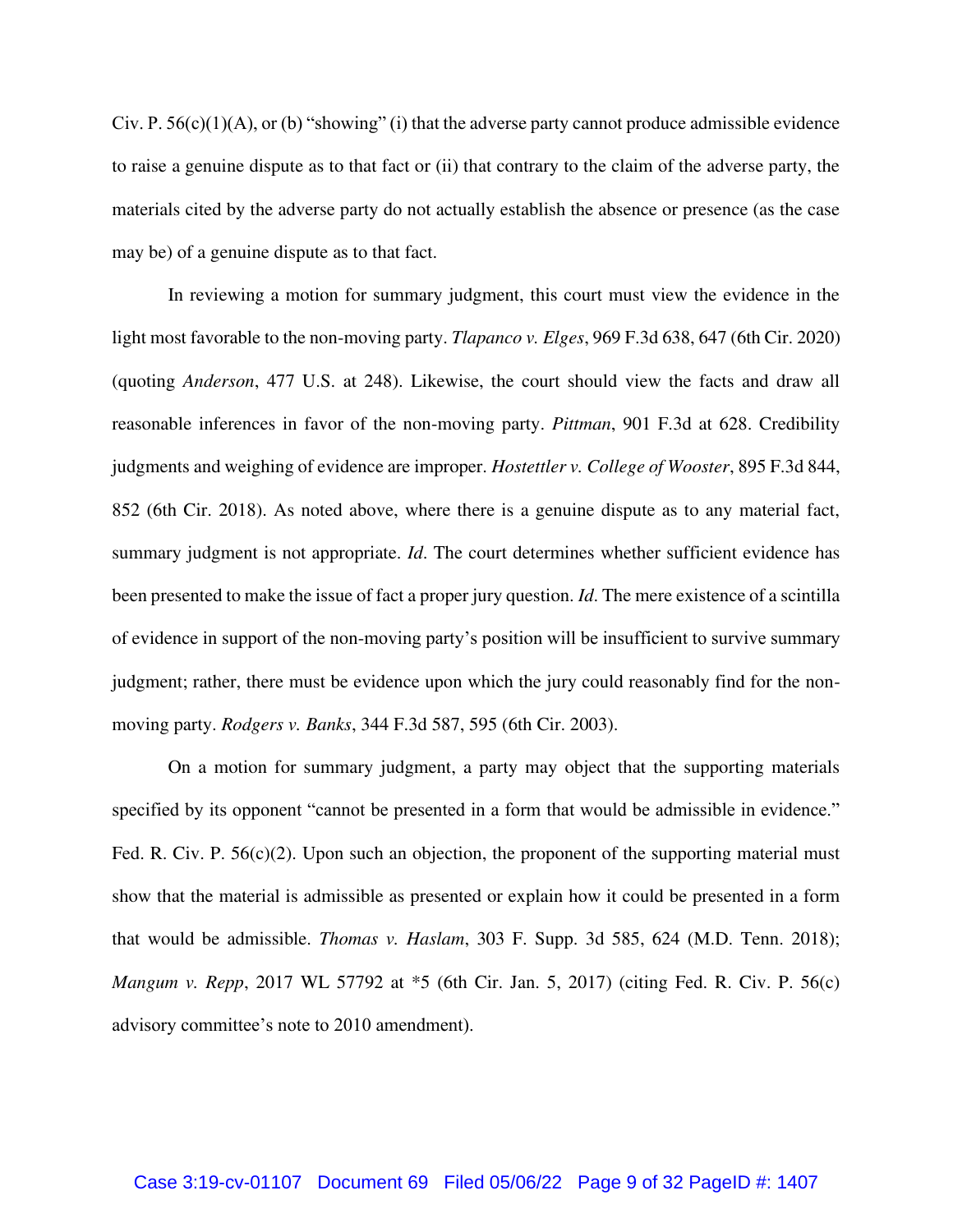Civ. P. 56(c)(1)(A), or (b) "showing" (i) that the adverse party cannot produce admissible evidence to raise a genuine dispute as to that fact or (ii) that contrary to the claim of the adverse party, the materials cited by the adverse party do not actually establish the absence or presence (as the case may be) of a genuine dispute as to that fact.

In reviewing a motion for summary judgment, this court must view the evidence in the light most favorable to the non-moving party. *Tlapanco v. Elges*, 969 F.3d 638, 647 (6th Cir. 2020) (quoting *Anderson*, 477 U.S. at 248). Likewise, the court should view the facts and draw all reasonable inferences in favor of the non-moving party. *Pittman*, 901 F.3d at 628. Credibility judgments and weighing of evidence are improper. *Hostettler v. College of Wooster*, 895 F.3d 844, 852 (6th Cir. 2018). As noted above, where there is a genuine dispute as to any material fact, summary judgment is not appropriate. *Id*. The court determines whether sufficient evidence has been presented to make the issue of fact a proper jury question. *Id*. The mere existence of a scintilla of evidence in support of the non-moving party's position will be insufficient to survive summary judgment; rather, there must be evidence upon which the jury could reasonably find for the non-moving party. *Rodgers v. Banks*, 344 F.3d 587, 595 (6th Cir. 2003).

On a motion for summary judgment, a party may object that the supporting materials specified by its opponent "cannot be presented in a form that would be admissible in evidence." Fed. R. Civ. P. 56(c)(2). Upon such an objection, the proponent of the supporting material must show that the material is admissible as presented or explain how it could be presented in a form that would be admissible. *Thomas v. Haslam*, 303 F. Supp. 3d 585, 624 (M.D. Tenn. 2018); *Mangum v. Repp*, 2017 WL 57792 at *5 (6th Cir. Jan. 5, 2017) (citing Fed. R. Civ. P. 56(c) advisory committee's note to 2010 amendment).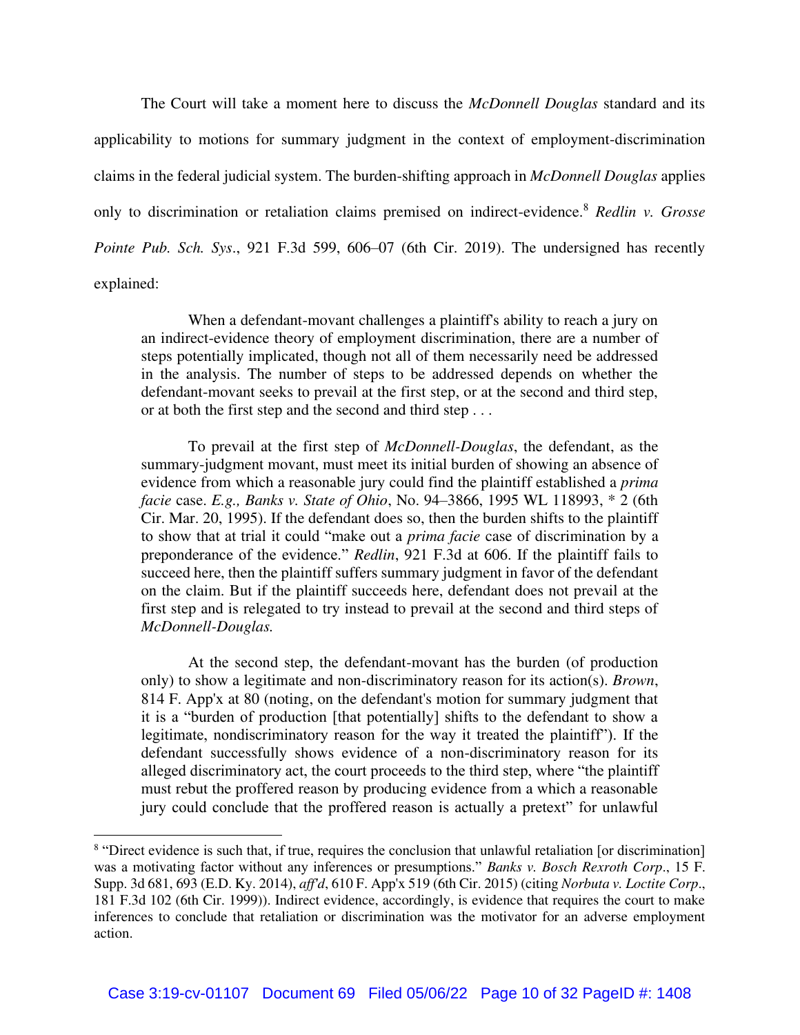The Court will take a moment here to discuss the *McDonnell Douglas* standard and its applicability to motions for summary judgment in the context of employment-discrimination claims in the federal judicial system. The burden-shifting approach in *McDonnell Douglas* applies only to discrimination or retaliation claims premised on indirect-evidence.[8] *Redlin v. Grosse Pointe Pub. Sch. Sys*., 921 F.3d 599, 606–07 (6th Cir. 2019). The undersigned has recently explained:

> When a defendant-movant challenges a plaintiff's ability to reach a jury on an indirect-evidence theory of employment discrimination, there are a number of steps potentially implicated, though not all of them necessarily need be addressed in the analysis. The number of steps to be addressed depends on whether the defendant-movant seeks to prevail at the first step, or at the second and third step, or at both the first step and the second and third step . . .
>
> To prevail at the first step of *McDonnell-Douglas*, the defendant, as the summary-judgment movant, must meet its initial burden of showing an absence of evidence from which a reasonable jury could find the plaintiff established a *prima facie* case. *E.g., Banks v. State of Ohio*, No. 94–3866, 1995 WL 118993, * 2 (6th Cir. Mar. 20, 1995). If the defendant does so, then the burden shifts to the plaintiff to show that at trial it could "make out a *prima facie* case of discrimination by a preponderance of the evidence." *Redlin*, 921 F.3d at 606. If the plaintiff fails to succeed here, then the plaintiff suffers summary judgment in favor of the defendant on the claim. But if the plaintiff succeeds here, defendant does not prevail at the first step and is relegated to try instead to prevail at the second and third steps of *McDonnell-Douglas.*
>
> At the second step, the defendant-movant has the burden (of production only) to show a legitimate and non-discriminatory reason for its action(s). *Brown*, 814 F. App'x at 80 (noting, on the defendant's motion for summary judgment that it is a "burden of production [that potentially] shifts to the defendant to show a legitimate, nondiscriminatory reason for the way it treated the plaintiff"). If the defendant successfully shows evidence of a non-discriminatory reason for its alleged discriminatory act, the court proceeds to the third step, where "the plaintiff must rebut the proffered reason by producing evidence from a which a reasonable jury could conclude that the proffered reason is actually a pretext" for unlawful

---

[8] "Direct evidence is such that, if true, requires the conclusion that unlawful retaliation [or discrimination] was a motivating factor without any inferences or presumptions." *Banks v. Bosch Rexroth Corp*., 15 F. Supp. 3d 681, 693 (E.D. Ky. 2014), *aff'd*, 610 F. App'x 519 (6th Cir. 2015) (citing *Norbuta v. Loctite Corp*., 181 F.3d 102 (6th Cir. 1999)). Indirect evidence, accordingly, is evidence that requires the court to make inferences to conclude that retaliation or discrimination was the motivator for an adverse employment action.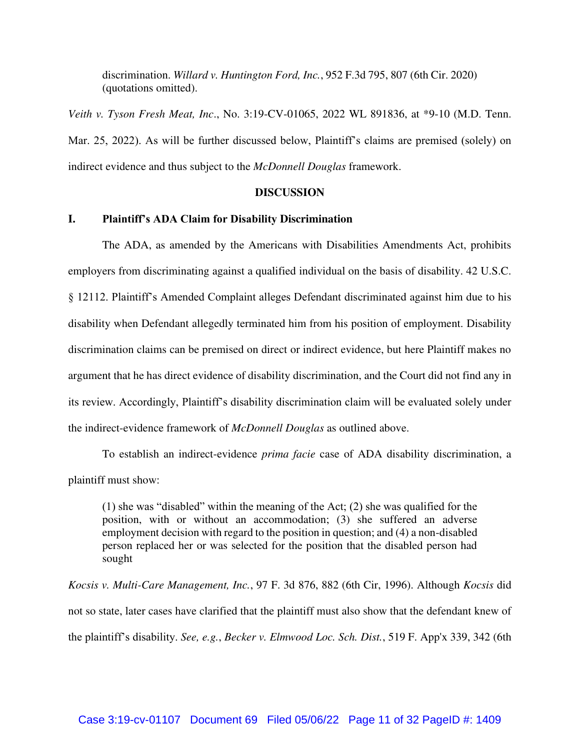> discrimination. *Willard v. Huntington Ford, Inc.*, 952 F.3d 795, 807 (6th Cir. 2020) (quotations omitted).

*Veith v. Tyson Fresh Meat, Inc*., No. 3:19-CV-01065, 2022 WL 891836, at *9-10 (M.D. Tenn. Mar. 25, 2022). As will be further discussed below, Plaintiff's claims are premised (solely) on indirect evidence and thus subject to the *McDonnell Douglas* framework.

## DISCUSSION

### I. Plaintiff's ADA Claim for Disability Discrimination

The ADA, as amended by the Americans with Disabilities Amendments Act, prohibits employers from discriminating against a qualified individual on the basis of disability. 42 U.S.C. § 12112. Plaintiff's Amended Complaint alleges Defendant discriminated against him due to his disability when Defendant allegedly terminated him from his position of employment. Disability discrimination claims can be premised on direct or indirect evidence, but here Plaintiff makes no argument that he has direct evidence of disability discrimination, and the Court did not find any in its review. Accordingly, Plaintiff's disability discrimination claim will be evaluated solely under the indirect-evidence framework of *McDonnell Douglas* as outlined above.

To establish an indirect-evidence *prima facie* case of ADA disability discrimination, a plaintiff must show:

> (1) she was "disabled" within the meaning of the Act; (2) she was qualified for the position, with or without an accommodation; (3) she suffered an adverse employment decision with regard to the position in question; and (4) a non-disabled person replaced her or was selected for the position that the disabled person had sought

*Kocsis v. Multi-Care Management, Inc.*, 97 F. 3d 876, 882 (6th Cir, 1996). Although *Kocsis* did not so state, later cases have clarified that the plaintiff must also show that the defendant knew of the plaintiff's disability. *See, e.g.*, *Becker v. Elmwood Loc. Sch. Dist.*, 519 F. App'x 339, 342 (6th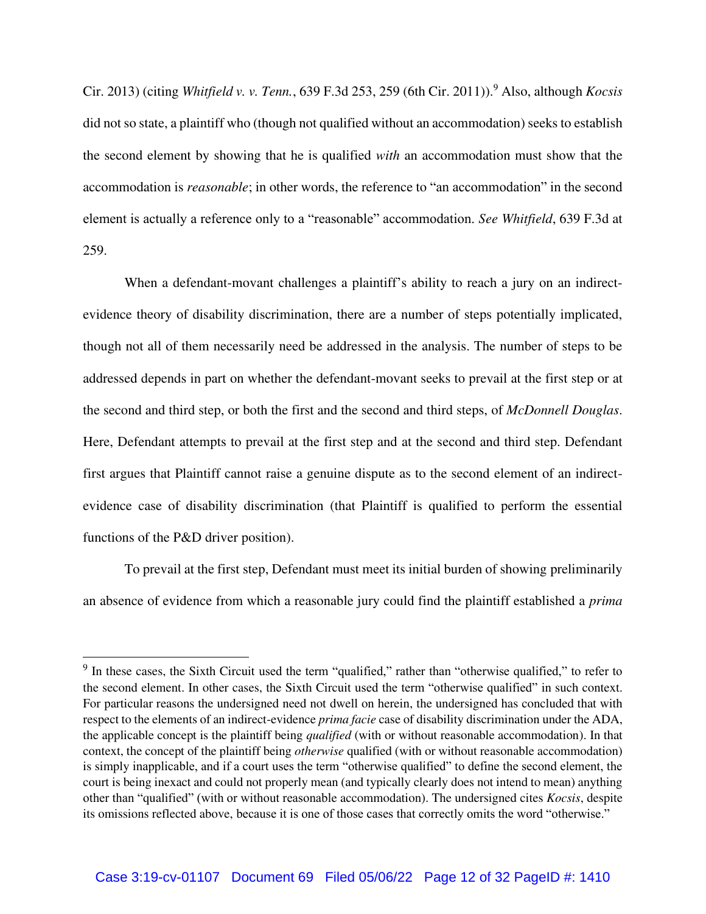Cir. 2013) (citing *Whitfield v. v. Tenn.*, 639 F.3d 253, 259 (6th Cir. 2011)).[9] Also, although *Kocsis* did not so state, a plaintiff who (though not qualified without an accommodation) seeks to establish the second element by showing that he is qualified *with* an accommodation must show that the accommodation is *reasonable*; in other words, the reference to "an accommodation" in the second element is actually a reference only to a "reasonable" accommodation. *See Whitfield*, 639 F.3d at 259.

When a defendant-movant challenges a plaintiff's ability to reach a jury on an indirect-evidence theory of disability discrimination, there are a number of steps potentially implicated, though not all of them necessarily need be addressed in the analysis. The number of steps to be addressed depends in part on whether the defendant-movant seeks to prevail at the first step or at the second and third step, or both the first and the second and third steps, of *McDonnell Douglas*. Here, Defendant attempts to prevail at the first step and at the second and third step. Defendant first argues that Plaintiff cannot raise a genuine dispute as to the second element of an indirect-evidence case of disability discrimination (that Plaintiff is qualified to perform the essential functions of the P&D driver position).

To prevail at the first step, Defendant must meet its initial burden of showing preliminarily an absence of evidence from which a reasonable jury could find the plaintiff established a *prima*

---

[9] In these cases, the Sixth Circuit used the term "qualified," rather than "otherwise qualified," to refer to the second element. In other cases, the Sixth Circuit used the term "otherwise qualified" in such context. For particular reasons the undersigned need not dwell on herein, the undersigned has concluded that with respect to the elements of an indirect-evidence *prima facie* case of disability discrimination under the ADA, the applicable concept is the plaintiff being *qualified* (with or without reasonable accommodation). In that context, the concept of the plaintiff being *otherwise* qualified (with or without reasonable accommodation) is simply inapplicable, and if a court uses the term "otherwise qualified" to define the second element, the court is being inexact and could not properly mean (and typically clearly does not intend to mean) anything other than "qualified" (with or without reasonable accommodation). The undersigned cites *Kocsis*, despite its omissions reflected above, because it is one of those cases that correctly omits the word "otherwise."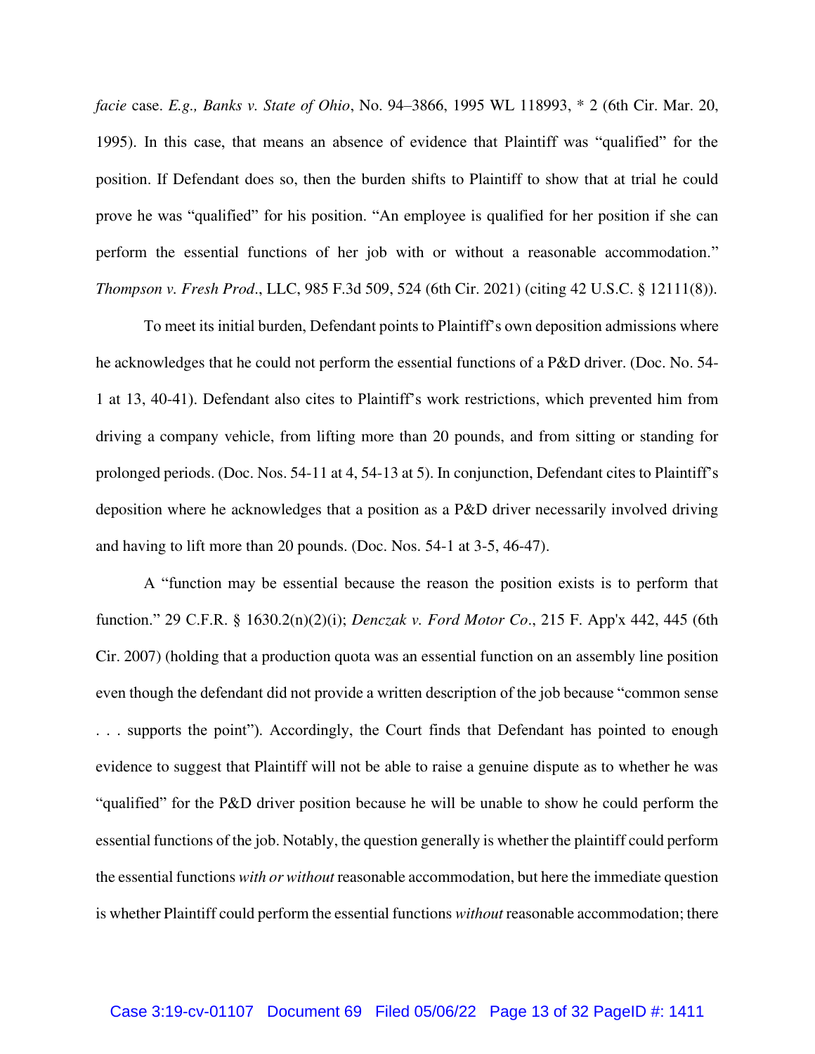*facie* case. *E.g., Banks v. State of Ohio*, No. 94–3866, 1995 WL 118993, * 2 (6th Cir. Mar. 20, 1995). In this case, that means an absence of evidence that Plaintiff was "qualified" for the position. If Defendant does so, then the burden shifts to Plaintiff to show that at trial he could prove he was "qualified" for his position. "An employee is qualified for her position if she can perform the essential functions of her job with or without a reasonable accommodation." *Thompson v. Fresh Prod*., LLC, 985 F.3d 509, 524 (6th Cir. 2021) (citing 42 U.S.C. § 12111(8)).

To meet its initial burden, Defendant points to Plaintiff's own deposition admissions where he acknowledges that he could not perform the essential functions of a P&D driver. (Doc. No. 54-1 at 13, 40-41). Defendant also cites to Plaintiff's work restrictions, which prevented him from driving a company vehicle, from lifting more than 20 pounds, and from sitting or standing for prolonged periods. (Doc. Nos. 54-11 at 4, 54-13 at 5). In conjunction, Defendant cites to Plaintiff's deposition where he acknowledges that a position as a P&D driver necessarily involved driving and having to lift more than 20 pounds. (Doc. Nos. 54-1 at 3-5, 46-47).

A "function may be essential because the reason the position exists is to perform that function." 29 C.F.R. § 1630.2(n)(2)(i); *Denczak v. Ford Motor Co*., 215 F. App'x 442, 445 (6th Cir. 2007) (holding that a production quota was an essential function on an assembly line position even though the defendant did not provide a written description of the job because "common sense . . . supports the point"). Accordingly, the Court finds that Defendant has pointed to enough evidence to suggest that Plaintiff will not be able to raise a genuine dispute as to whether he was "qualified" for the P&D driver position because he will be unable to show he could perform the essential functions of the job. Notably, the question generally is whether the plaintiff could perform the essential functions *with or without* reasonable accommodation, but here the immediate question is whether Plaintiff could perform the essential functions *without* reasonable accommodation; there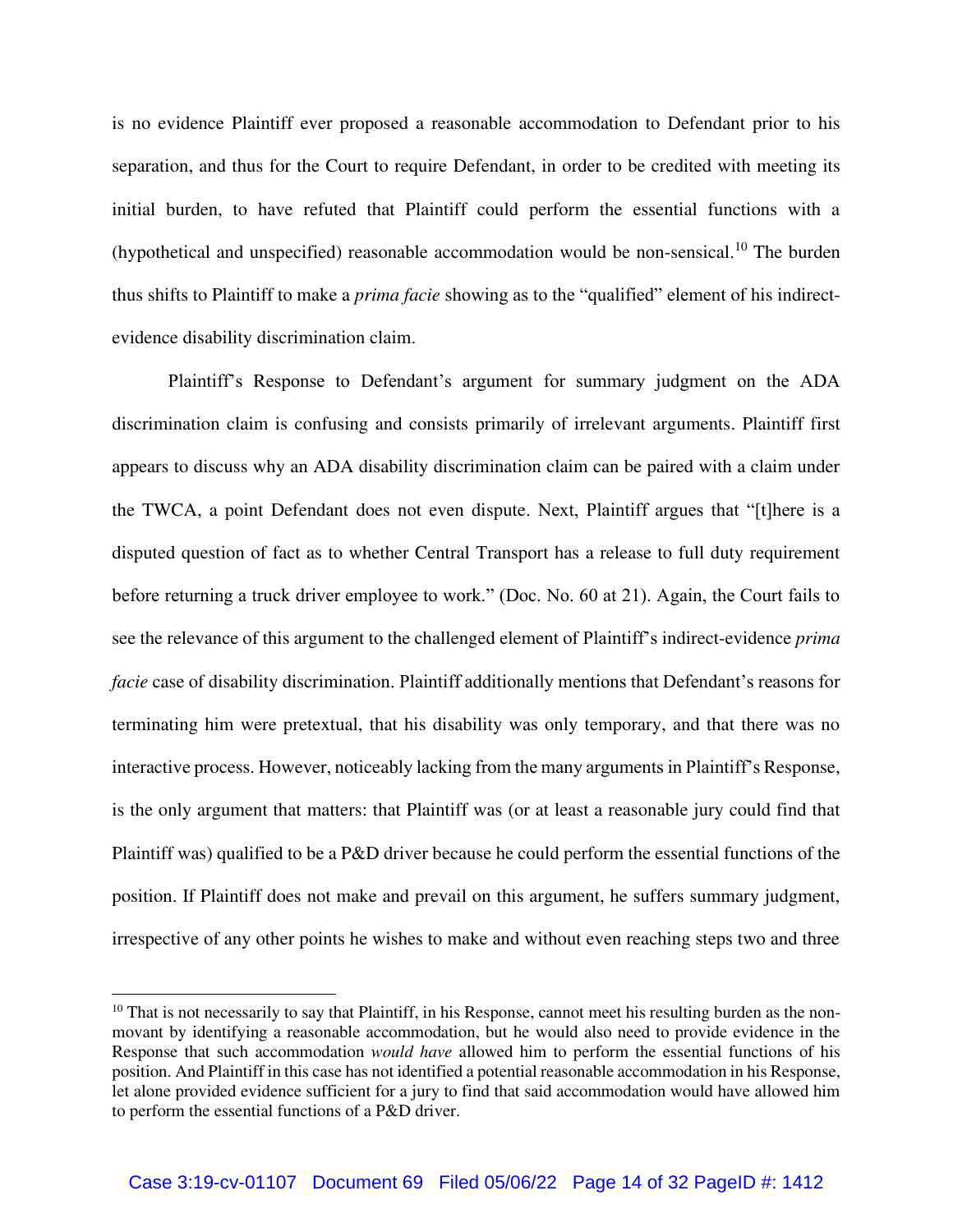is no evidence Plaintiff ever proposed a reasonable accommodation to Defendant prior to his separation, and thus for the Court to require Defendant, in order to be credited with meeting its initial burden, to have refuted that Plaintiff could perform the essential functions with a (hypothetical and unspecified) reasonable accommodation would be non-sensical.[10] The burden thus shifts to Plaintiff to make a *prima facie* showing as to the "qualified" element of his indirect-evidence disability discrimination claim.

Plaintiff's Response to Defendant's argument for summary judgment on the ADA discrimination claim is confusing and consists primarily of irrelevant arguments. Plaintiff first appears to discuss why an ADA disability discrimination claim can be paired with a claim under the TWCA, a point Defendant does not even dispute. Next, Plaintiff argues that "[t]here is a disputed question of fact as to whether Central Transport has a release to full duty requirement before returning a truck driver employee to work." (Doc. No. 60 at 21). Again, the Court fails to see the relevance of this argument to the challenged element of Plaintiff's indirect-evidence *prima facie* case of disability discrimination. Plaintiff additionally mentions that Defendant's reasons for terminating him were pretextual, that his disability was only temporary, and that there was no interactive process. However, noticeably lacking from the many arguments in Plaintiff's Response, is the only argument that matters: that Plaintiff was (or at least a reasonable jury could find that Plaintiff was) qualified to be a P&D driver because he could perform the essential functions of the position. If Plaintiff does not make and prevail on this argument, he suffers summary judgment, irrespective of any other points he wishes to make and without even reaching steps two and three

---

[10] That is not necessarily to say that Plaintiff, in his Response, cannot meet his resulting burden as the non-movant by identifying a reasonable accommodation, but he would also need to provide evidence in the Response that such accommodation *would have* allowed him to perform the essential functions of his position. And Plaintiff in this case has not identified a potential reasonable accommodation in his Response, let alone provided evidence sufficient for a jury to find that said accommodation would have allowed him to perform the essential functions of a P&D driver.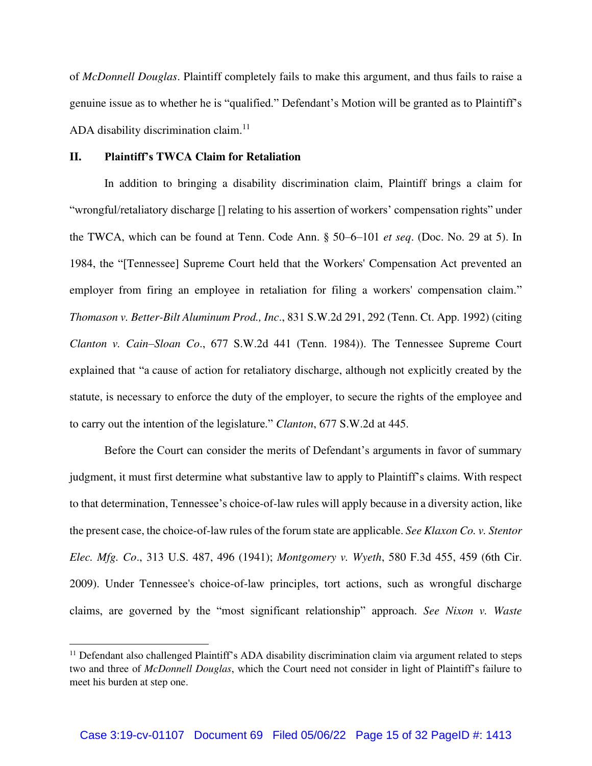of *McDonnell Douglas*. Plaintiff completely fails to make this argument, and thus fails to raise a genuine issue as to whether he is "qualified." Defendant's Motion will be granted as to Plaintiff's ADA disability discrimination claim.[11]

## II. Plaintiff's TWCA Claim for Retaliation

In addition to bringing a disability discrimination claim, Plaintiff brings a claim for "wrongful/retaliatory discharge [] relating to his assertion of workers' compensation rights" under the TWCA, which can be found at Tenn. Code Ann. § 50–6–101 *et seq*. (Doc. No. 29 at 5). In 1984, the "[Tennessee] Supreme Court held that the Workers' Compensation Act prevented an employer from firing an employee in retaliation for filing a workers' compensation claim." *Thomason v. Better-Bilt Aluminum Prod., Inc*., 831 S.W.2d 291, 292 (Tenn. Ct. App. 1992) (citing *Clanton v. Cain–Sloan Co*., 677 S.W.2d 441 (Tenn. 1984)). The Tennessee Supreme Court explained that "a cause of action for retaliatory discharge, although not explicitly created by the statute, is necessary to enforce the duty of the employer, to secure the rights of the employee and to carry out the intention of the legislature." *Clanton*, 677 S.W.2d at 445.

Before the Court can consider the merits of Defendant's arguments in favor of summary judgment, it must first determine what substantive law to apply to Plaintiff's claims. With respect to that determination, Tennessee's choice-of-law rules will apply because in a diversity action, like the present case, the choice-of-law rules of the forum state are applicable. *See Klaxon Co. v. Stentor Elec. Mfg. Co*., 313 U.S. 487, 496 (1941); *Montgomery v. Wyeth*, 580 F.3d 455, 459 (6th Cir. 2009). Under Tennessee's choice-of-law principles, tort actions, such as wrongful discharge claims, are governed by the "most significant relationship" approach. *See Nixon v. Waste*

---

[11] Defendant also challenged Plaintiff's ADA disability discrimination claim via argument related to steps two and three of *McDonnell Douglas*, which the Court need not consider in light of Plaintiff's failure to meet his burden at step one.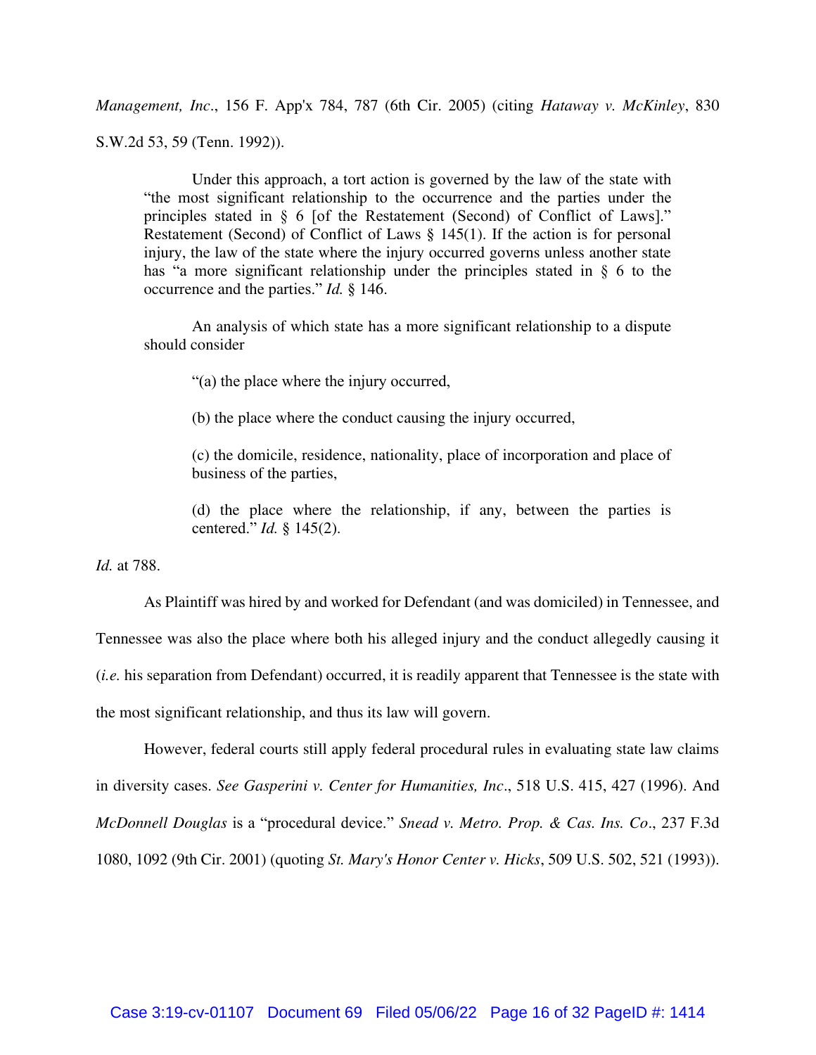*Management, Inc*., 156 F. App'x 784, 787 (6th Cir. 2005) (citing *Hataway v. McKinley*, 830 S.W.2d 53, 59 (Tenn. 1992)).

> Under this approach, a tort action is governed by the law of the state with "the most significant relationship to the occurrence and the parties under the principles stated in § 6 [of the Restatement (Second) of Conflict of Laws]." Restatement (Second) of Conflict of Laws § 145(1). If the action is for personal injury, the law of the state where the injury occurred governs unless another state has "a more significant relationship under the principles stated in § 6 to the occurrence and the parties." *Id.* § 146.
>
> An analysis of which state has a more significant relationship to a dispute should consider
>
> > "(a) the place where the injury occurred,
> >
> > (b) the place where the conduct causing the injury occurred,
> >
> > (c) the domicile, residence, nationality, place of incorporation and place of business of the parties,
> >
> > (d) the place where the relationship, if any, between the parties is centered." *Id.* § 145(2).

*Id.* at 788.

As Plaintiff was hired by and worked for Defendant (and was domiciled) in Tennessee, and Tennessee was also the place where both his alleged injury and the conduct allegedly causing it (*i.e.* his separation from Defendant) occurred, it is readily apparent that Tennessee is the state with the most significant relationship, and thus its law will govern.

However, federal courts still apply federal procedural rules in evaluating state law claims in diversity cases. *See Gasperini v. Center for Humanities, Inc*., 518 U.S. 415, 427 (1996). And *McDonnell Douglas* is a "procedural device." *Snead v. Metro. Prop. & Cas. Ins. Co*., 237 F.3d 1080, 1092 (9th Cir. 2001) (quoting *St. Mary's Honor Center v. Hicks*, 509 U.S. 502, 521 (1993)).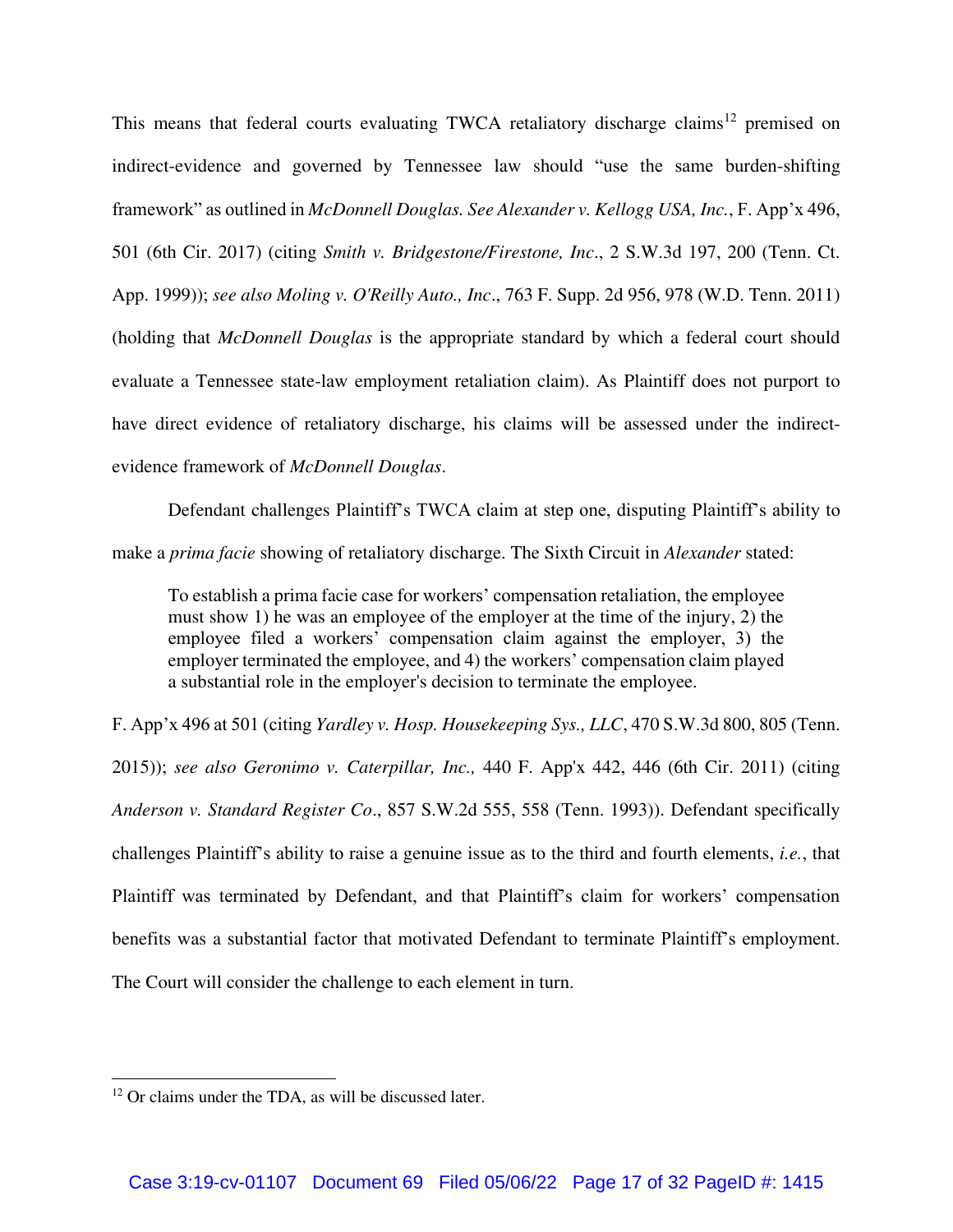This means that federal courts evaluating TWCA retaliatory discharge claims[12] premised on indirect-evidence and governed by Tennessee law should "use the same burden-shifting framework" as outlined in *McDonnell Douglas*. *See Alexander v. Kellogg USA, Inc.*, F. App'x 496, 501 (6th Cir. 2017) (citing *Smith v. Bridgestone/Firestone, Inc*., 2 S.W.3d 197, 200 (Tenn. Ct. App. 1999)); *see also Moling v. O'Reilly Auto., Inc*., 763 F. Supp. 2d 956, 978 (W.D. Tenn. 2011) (holding that *McDonnell Douglas* is the appropriate standard by which a federal court should evaluate a Tennessee state-law employment retaliation claim). As Plaintiff does not purport to have direct evidence of retaliatory discharge, his claims will be assessed under the indirect-evidence framework of *McDonnell Douglas*.

Defendant challenges Plaintiff's TWCA claim at step one, disputing Plaintiff's ability to make a *prima facie* showing of retaliatory discharge. The Sixth Circuit in *Alexander* stated:

> To establish a prima facie case for workers' compensation retaliation, the employee must show 1) he was an employee of the employer at the time of the injury, 2) the employee filed a workers' compensation claim against the employer, 3) the employer terminated the employee, and 4) the workers' compensation claim played a substantial role in the employer's decision to terminate the employee.

F. App'x 496 at 501 (citing *Yardley v. Hosp. Housekeeping Sys., LLC*, 470 S.W.3d 800, 805 (Tenn. 2015)); *see also Geronimo v. Caterpillar, Inc.,* 440 F. App'x 442, 446 (6th Cir. 2011) (citing *Anderson v. Standard Register Co*., 857 S.W.2d 555, 558 (Tenn. 1993)). Defendant specifically challenges Plaintiff's ability to raise a genuine issue as to the third and fourth elements, *i.e.*, that Plaintiff was terminated by Defendant, and that Plaintiff's claim for workers' compensation benefits was a substantial factor that motivated Defendant to terminate Plaintiff's employment. The Court will consider the challenge to each element in turn.

---

[12] Or claims under the TDA, as will be discussed later.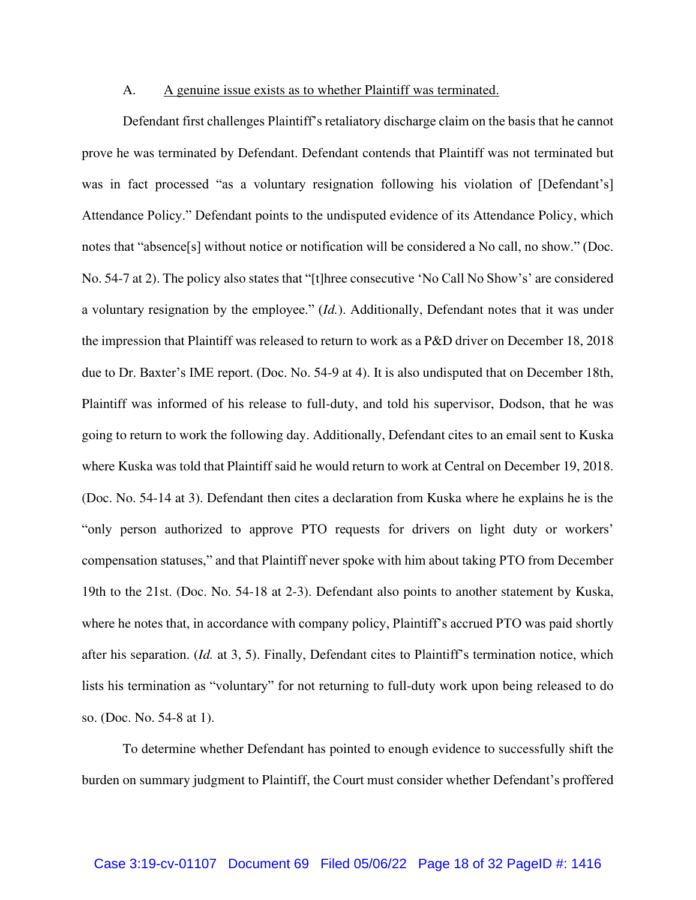A. <u>A genuine issue exists as to whether Plaintiff was terminated.</u>

Defendant first challenges Plaintiff's retaliatory discharge claim on the basis that he cannot prove he was terminated by Defendant. Defendant contends that Plaintiff was not terminated but was in fact processed "as a voluntary resignation following his violation of [Defendant's] Attendance Policy." Defendant points to the undisputed evidence of its Attendance Policy, which notes that "absence[s] without notice or notification will be considered a No call, no show." (Doc. No. 54-7 at 2). The policy also states that "[t]hree consecutive 'No Call No Show's' are considered a voluntary resignation by the employee." (*Id.*). Additionally, Defendant notes that it was under the impression that Plaintiff was released to return to work as a P&D driver on December 18, 2018 due to Dr. Baxter's IME report. (Doc. No. 54-9 at 4). It is also undisputed that on December 18th, Plaintiff was informed of his release to full-duty, and told his supervisor, Dodson, that he was going to return to work the following day. Additionally, Defendant cites to an email sent to Kuska where Kuska was told that Plaintiff said he would return to work at Central on December 19, 2018. (Doc. No. 54-14 at 3). Defendant then cites a declaration from Kuska where he explains he is the "only person authorized to approve PTO requests for drivers on light duty or workers' compensation statuses," and that Plaintiff never spoke with him about taking PTO from December 19th to the 21st. (Doc. No. 54-18 at 2-3). Defendant also points to another statement by Kuska, where he notes that, in accordance with company policy, Plaintiff's accrued PTO was paid shortly after his separation. (*Id.* at 3, 5). Finally, Defendant cites to Plaintiff's termination notice, which lists his termination as "voluntary" for not returning to full-duty work upon being released to do so. (Doc. No. 54-8 at 1).

To determine whether Defendant has pointed to enough evidence to successfully shift the burden on summary judgment to Plaintiff, the Court must consider whether Defendant's proffered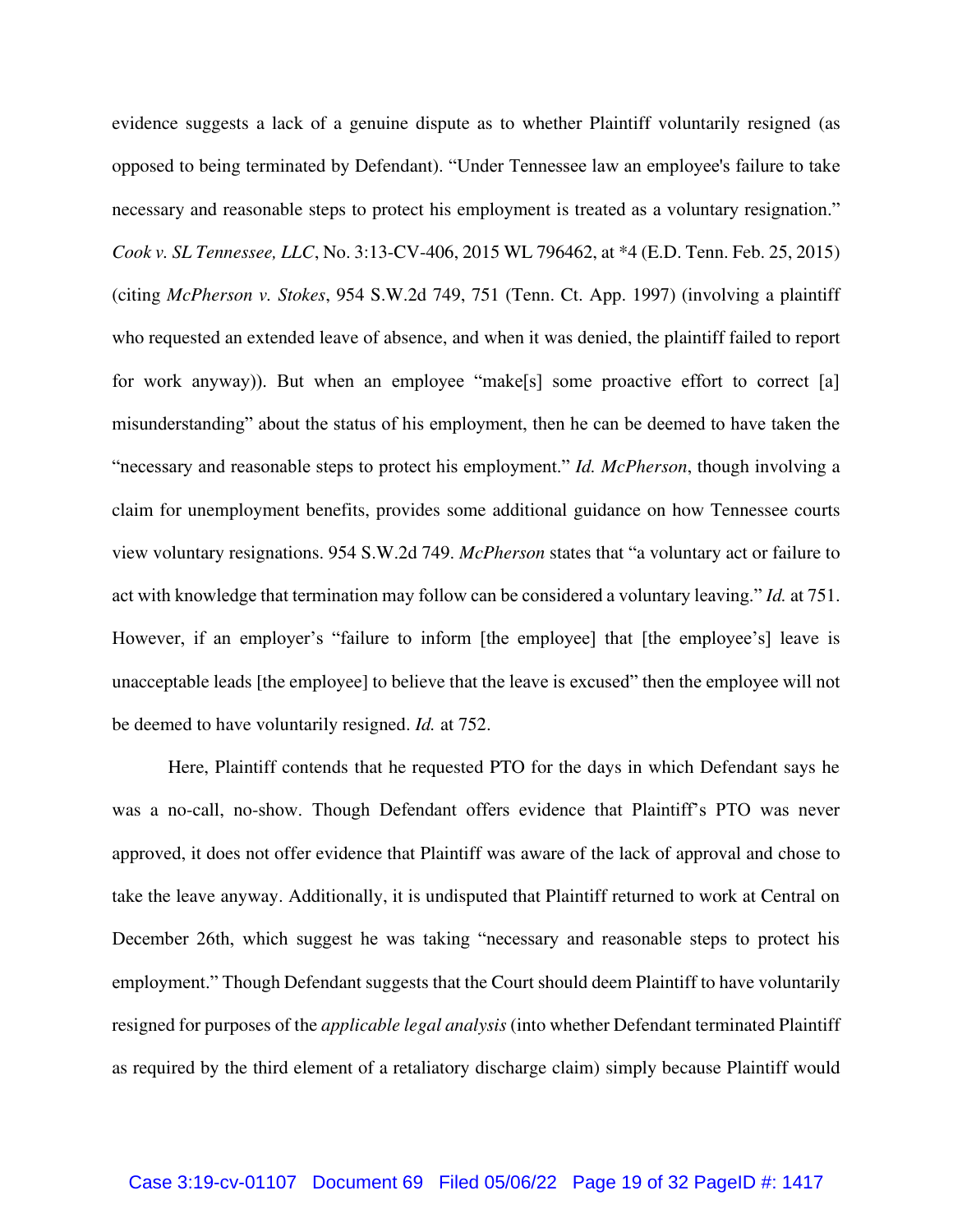evidence suggests a lack of a genuine dispute as to whether Plaintiff voluntarily resigned (as opposed to being terminated by Defendant). "Under Tennessee law an employee's failure to take necessary and reasonable steps to protect his employment is treated as a voluntary resignation." *Cook v. SL Tennessee, LLC*, No. 3:13-CV-406, 2015 WL 796462, at *4 (E.D. Tenn. Feb. 25, 2015) (citing *McPherson v. Stokes*, 954 S.W.2d 749, 751 (Tenn. Ct. App. 1997) (involving a plaintiff who requested an extended leave of absence, and when it was denied, the plaintiff failed to report for work anyway)). But when an employee "make[s] some proactive effort to correct [a] misunderstanding" about the status of his employment, then he can be deemed to have taken the "necessary and reasonable steps to protect his employment." *Id. McPherson*, though involving a claim for unemployment benefits, provides some additional guidance on how Tennessee courts view voluntary resignations. 954 S.W.2d 749. *McPherson* states that "a voluntary act or failure to act with knowledge that termination may follow can be considered a voluntary leaving." *Id.* at 751. However, if an employer's "failure to inform [the employee] that [the employee's] leave is unacceptable leads [the employee] to believe that the leave is excused" then the employee will not be deemed to have voluntarily resigned. *Id.* at 752.

Here, Plaintiff contends that he requested PTO for the days in which Defendant says he was a no-call, no-show. Though Defendant offers evidence that Plaintiff's PTO was never approved, it does not offer evidence that Plaintiff was aware of the lack of approval and chose to take the leave anyway. Additionally, it is undisputed that Plaintiff returned to work at Central on December 26th, which suggest he was taking "necessary and reasonable steps to protect his employment." Though Defendant suggests that the Court should deem Plaintiff to have voluntarily resigned for purposes of the *applicable legal analysis* (into whether Defendant terminated Plaintiff as required by the third element of a retaliatory discharge claim) simply because Plaintiff would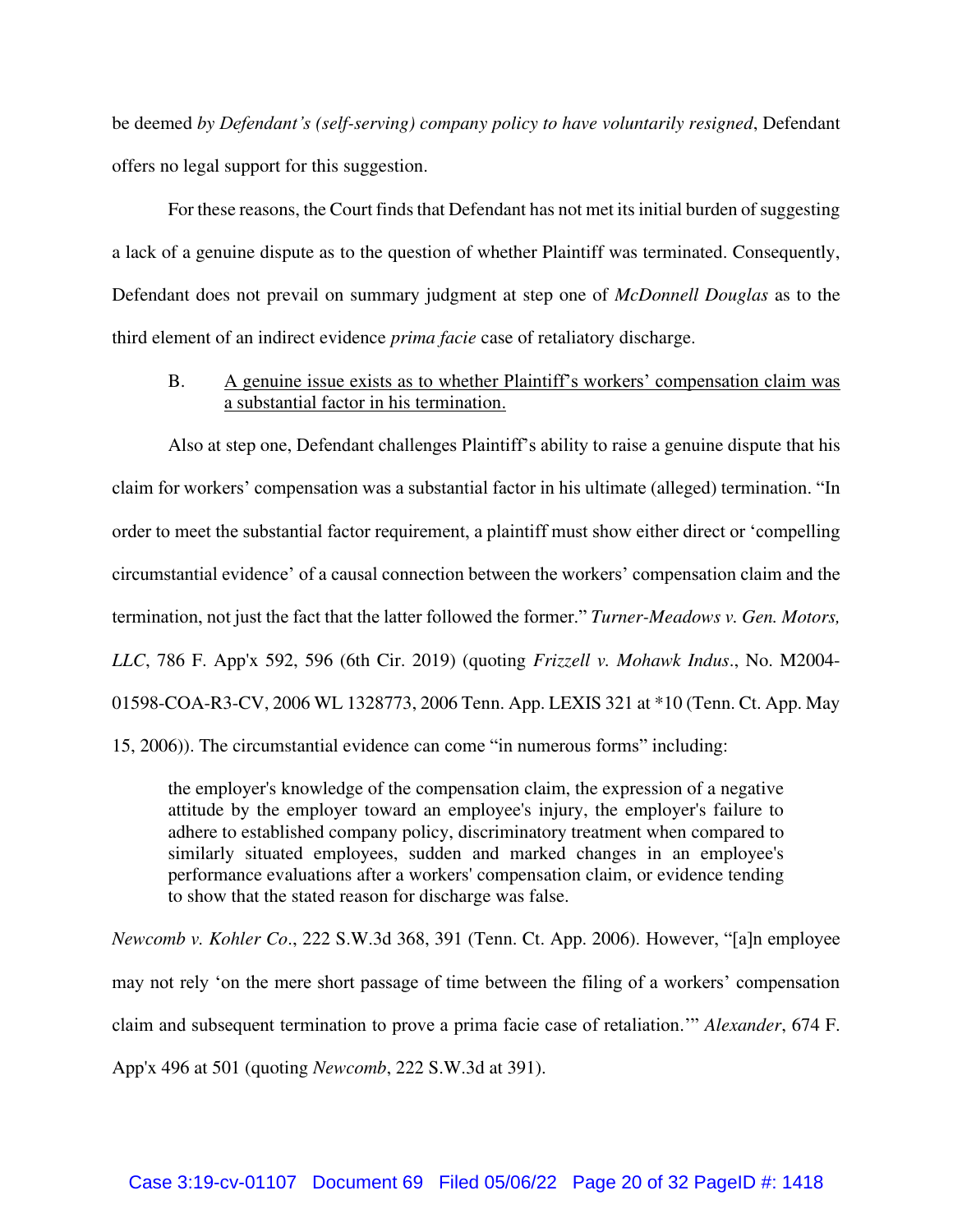be deemed *by Defendant's (self-serving) company policy to have voluntarily resigned*, Defendant offers no legal support for this suggestion.

For these reasons, the Court finds that Defendant has not met its initial burden of suggesting a lack of a genuine dispute as to the question of whether Plaintiff was terminated. Consequently, Defendant does not prevail on summary judgment at step one of *McDonnell Douglas* as to the third element of an indirect evidence *prima facie* case of retaliatory discharge.

B. A genuine issue exists as to whether Plaintiff's workers' compensation claim was a substantial factor in his termination.

Also at step one, Defendant challenges Plaintiff's ability to raise a genuine dispute that his claim for workers' compensation was a substantial factor in his ultimate (alleged) termination. "In order to meet the substantial factor requirement, a plaintiff must show either direct or 'compelling circumstantial evidence' of a causal connection between the workers' compensation claim and the termination, not just the fact that the latter followed the former." *Turner-Meadows v. Gen. Motors, LLC*, 786 F. App'x 592, 596 (6th Cir. 2019) (quoting *Frizzell v. Mohawk Indus*., No. M2004-01598-COA-R3-CV, 2006 WL 1328773, 2006 Tenn. App. LEXIS 321 at *10 (Tenn. Ct. App. May 15, 2006)). The circumstantial evidence can come "in numerous forms" including:

> the employer's knowledge of the compensation claim, the expression of a negative attitude by the employer toward an employee's injury, the employer's failure to adhere to established company policy, discriminatory treatment when compared to similarly situated employees, sudden and marked changes in an employee's performance evaluations after a workers' compensation claim, or evidence tending to show that the stated reason for discharge was false.

*Newcomb v. Kohler Co*., 222 S.W.3d 368, 391 (Tenn. Ct. App. 2006). However, "[a]n employee may not rely 'on the mere short passage of time between the filing of a workers' compensation claim and subsequent termination to prove a prima facie case of retaliation.'" *Alexander*, 674 F. App'x 496 at 501 (quoting *Newcomb*, 222 S.W.3d at 391).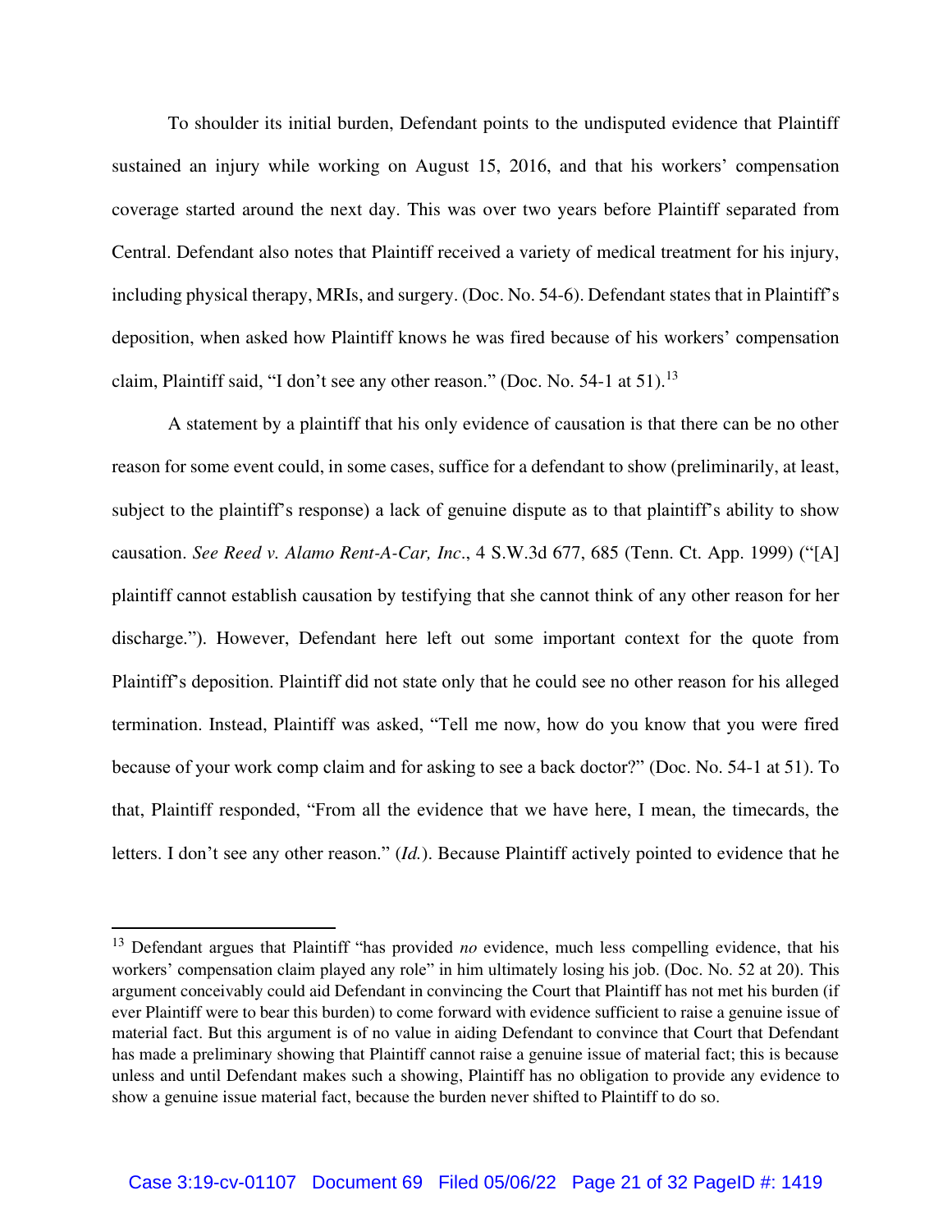To shoulder its initial burden, Defendant points to the undisputed evidence that Plaintiff sustained an injury while working on August 15, 2016, and that his workers' compensation coverage started around the next day. This was over two years before Plaintiff separated from Central. Defendant also notes that Plaintiff received a variety of medical treatment for his injury, including physical therapy, MRIs, and surgery. (Doc. No. 54-6). Defendant states that in Plaintiff's deposition, when asked how Plaintiff knows he was fired because of his workers' compensation claim, Plaintiff said, "I don't see any other reason." (Doc. No. 54-1 at 51).[13]

A statement by a plaintiff that his only evidence of causation is that there can be no other reason for some event could, in some cases, suffice for a defendant to show (preliminarily, at least, subject to the plaintiff's response) a lack of genuine dispute as to that plaintiff's ability to show causation. *See Reed v. Alamo Rent-A-Car, Inc*., 4 S.W.3d 677, 685 (Tenn. Ct. App. 1999) ("[A] plaintiff cannot establish causation by testifying that she cannot think of any other reason for her discharge."). However, Defendant here left out some important context for the quote from Plaintiff's deposition. Plaintiff did not state only that he could see no other reason for his alleged termination. Instead, Plaintiff was asked, "Tell me now, how do you know that you were fired because of your work comp claim and for asking to see a back doctor?" (Doc. No. 54-1 at 51). To that, Plaintiff responded, "From all the evidence that we have here, I mean, the timecards, the letters. I don't see any other reason." (*Id.*). Because Plaintiff actively pointed to evidence that he

---

[13] Defendant argues that Plaintiff "has provided *no* evidence, much less compelling evidence, that his workers' compensation claim played any role" in him ultimately losing his job. (Doc. No. 52 at 20). This argument conceivably could aid Defendant in convincing the Court that Plaintiff has not met his burden (if ever Plaintiff were to bear this burden) to come forward with evidence sufficient to raise a genuine issue of material fact. But this argument is of no value in aiding Defendant to convince that Court that Defendant has made a preliminary showing that Plaintiff cannot raise a genuine issue of material fact; this is because unless and until Defendant makes such a showing, Plaintiff has no obligation to provide any evidence to show a genuine issue material fact, because the burden never shifted to Plaintiff to do so.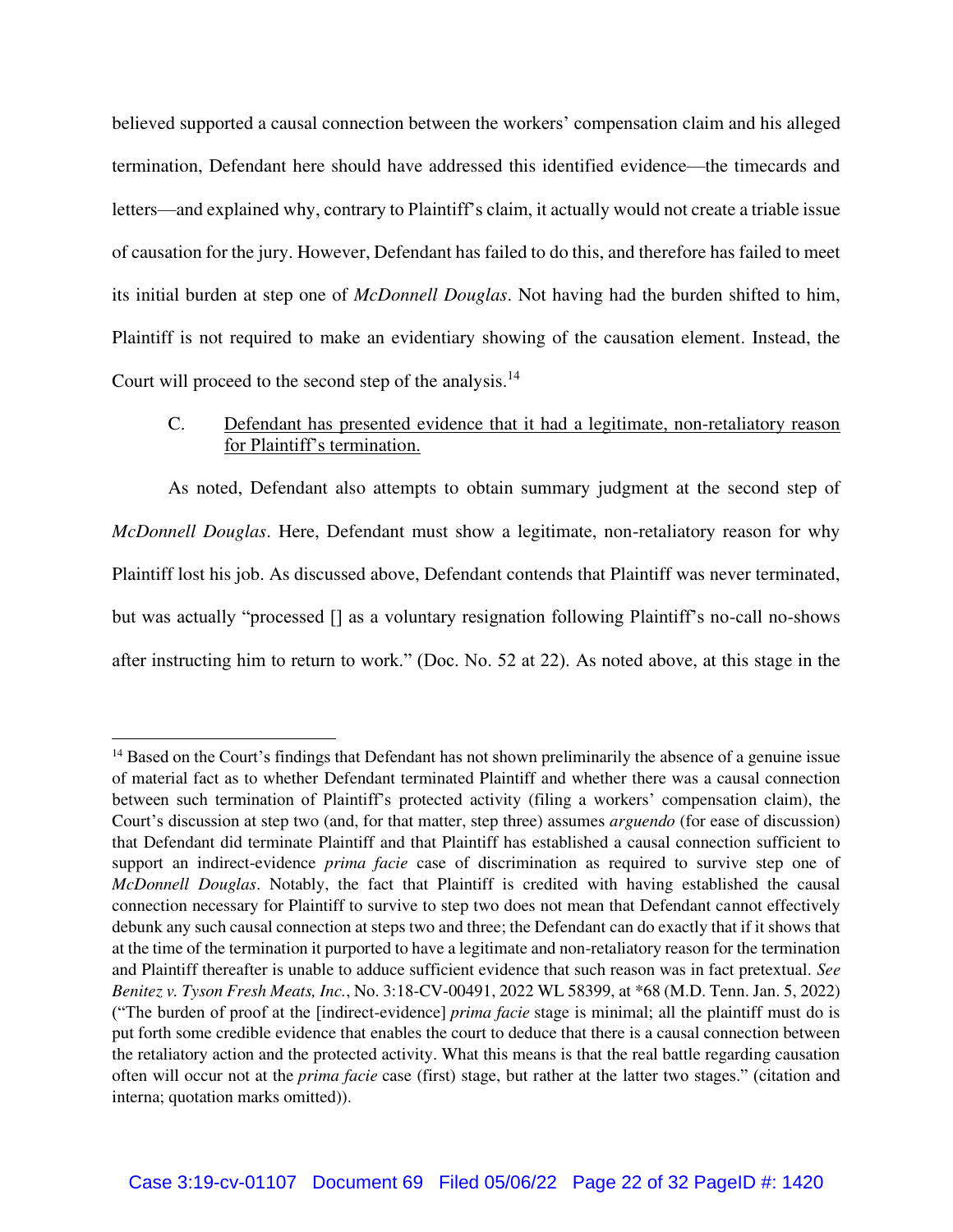believed supported a causal connection between the workers' compensation claim and his alleged termination, Defendant here should have addressed this identified evidence—the timecards and letters—and explained why, contrary to Plaintiff's claim, it actually would not create a triable issue of causation for the jury. However, Defendant has failed to do this, and therefore has failed to meet its initial burden at step one of *McDonnell Douglas*. Not having had the burden shifted to him, Plaintiff is not required to make an evidentiary showing of the causation element. Instead, the Court will proceed to the second step of the analysis.[14]

C. Defendant has presented evidence that it had a legitimate, non-retaliatory reason for Plaintiff's termination.

As noted, Defendant also attempts to obtain summary judgment at the second step of *McDonnell Douglas*. Here, Defendant must show a legitimate, non-retaliatory reason for why Plaintiff lost his job. As discussed above, Defendant contends that Plaintiff was never terminated, but was actually "processed [] as a voluntary resignation following Plaintiff's no-call no-shows after instructing him to return to work." (Doc. No. 52 at 22). As noted above, at this stage in the

---

[14] Based on the Court's findings that Defendant has not shown preliminarily the absence of a genuine issue of material fact as to whether Defendant terminated Plaintiff and whether there was a causal connection between such termination of Plaintiff's protected activity (filing a workers' compensation claim), the Court's discussion at step two (and, for that matter, step three) assumes *arguendo* (for ease of discussion) that Defendant did terminate Plaintiff and that Plaintiff has established a causal connection sufficient to support an indirect-evidence *prima facie* case of discrimination as required to survive step one of *McDonnell Douglas*. Notably, the fact that Plaintiff is credited with having established the causal connection necessary for Plaintiff to survive to step two does not mean that Defendant cannot effectively debunk any such causal connection at steps two and three; the Defendant can do exactly that if it shows that at the time of the termination it purported to have a legitimate and non-retaliatory reason for the termination and Plaintiff thereafter is unable to adduce sufficient evidence that such reason was in fact pretextual. *See Benitez v. Tyson Fresh Meats, Inc.*, No. 3:18-CV-00491, 2022 WL 58399, at *68 (M.D. Tenn. Jan. 5, 2022) ("The burden of proof at the [indirect-evidence] *prima facie* stage is minimal; all the plaintiff must do is put forth some credible evidence that enables the court to deduce that there is a causal connection between the retaliatory action and the protected activity. What this means is that the real battle regarding causation often will occur not at the *prima facie* case (first) stage, but rather at the latter two stages." (citation and interna; quotation marks omitted)).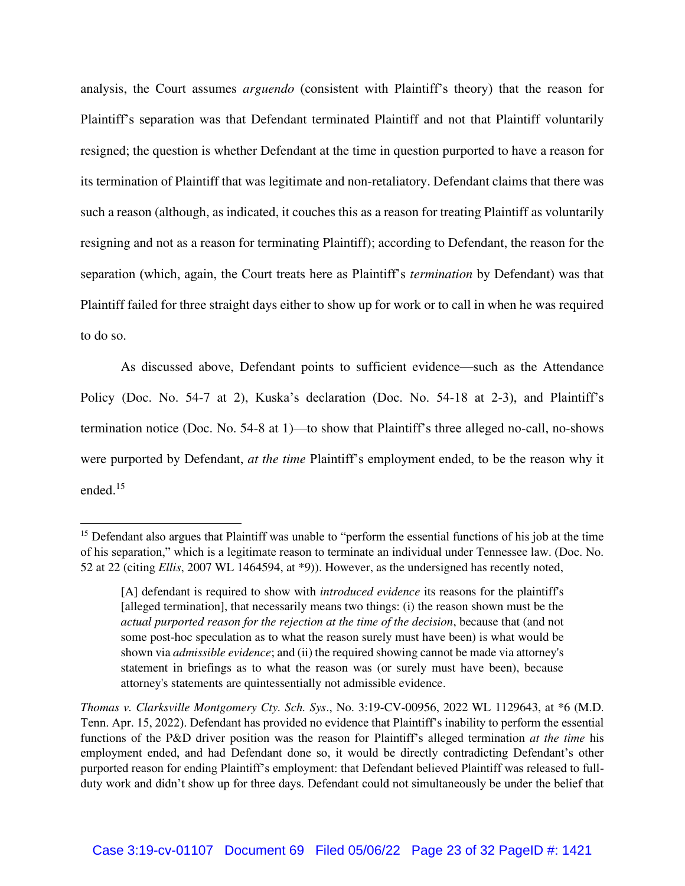analysis, the Court assumes *arguendo* (consistent with Plaintiff's theory) that the reason for Plaintiff's separation was that Defendant terminated Plaintiff and not that Plaintiff voluntarily resigned; the question is whether Defendant at the time in question purported to have a reason for its termination of Plaintiff that was legitimate and non-retaliatory. Defendant claims that there was such a reason (although, as indicated, it couches this as a reason for treating Plaintiff as voluntarily resigning and not as a reason for terminating Plaintiff); according to Defendant, the reason for the separation (which, again, the Court treats here as Plaintiff's *termination* by Defendant) was that Plaintiff failed for three straight days either to show up for work or to call in when he was required to do so.

As discussed above, Defendant points to sufficient evidence—such as the Attendance Policy (Doc. No. 54-7 at 2), Kuska's declaration (Doc. No. 54-18 at 2-3), and Plaintiff's termination notice (Doc. No. 54-8 at 1)—to show that Plaintiff's three alleged no-call, no-shows were purported by Defendant, *at the time* Plaintiff's employment ended, to be the reason why it ended.[15]

---

[15] Defendant also argues that Plaintiff was unable to "perform the essential functions of his job at the time of his separation," which is a legitimate reason to terminate an individual under Tennessee law. (Doc. No. 52 at 22 (citing *Ellis*, 2007 WL 1464594, at *9)). However, as the undersigned has recently noted,

> [A] defendant is required to show with *introduced evidence* its reasons for the plaintiff's [alleged termination], that necessarily means two things: (i) the reason shown must be the *actual purported reason for the rejection at the time of the decision*, because that (and not some post-hoc speculation as to what the reason surely must have been) is what would be shown via *admissible evidence*; and (ii) the required showing cannot be made via attorney's statement in briefings as to what the reason was (or surely must have been), because attorney's statements are quintessentially not admissible evidence.

*Thomas v. Clarksville Montgomery Cty. Sch. Sys*., No. 3:19-CV-00956, 2022 WL 1129643, at *6 (M.D. Tenn. Apr. 15, 2022). Defendant has provided no evidence that Plaintiff's inability to perform the essential functions of the P&D driver position was the reason for Plaintiff's alleged termination *at the time* his employment ended, and had Defendant done so, it would be directly contradicting Defendant's other purported reason for ending Plaintiff's employment: that Defendant believed Plaintiff was released to full-duty work and didn't show up for three days. Defendant could not simultaneously be under the belief that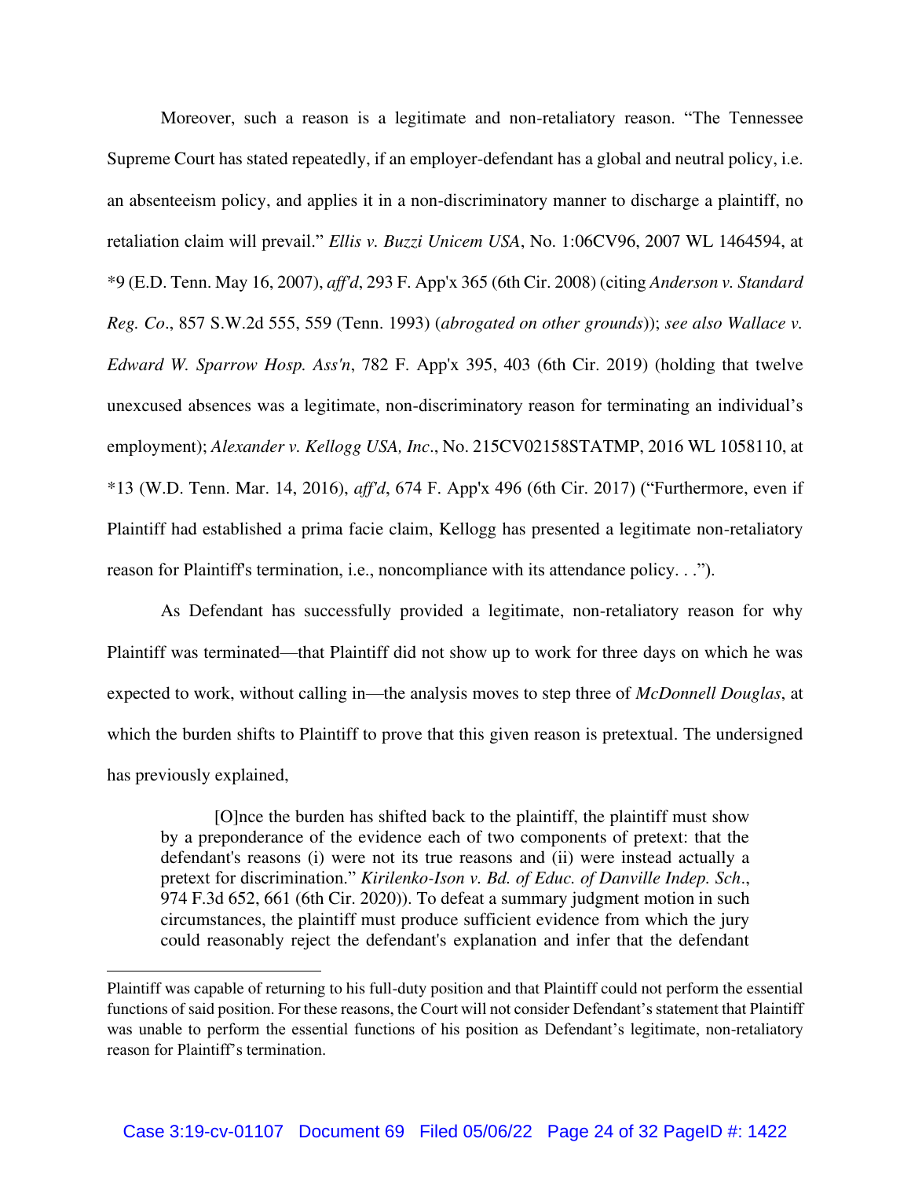Moreover, such a reason is a legitimate and non-retaliatory reason. "The Tennessee Supreme Court has stated repeatedly, if an employer-defendant has a global and neutral policy, i.e. an absenteeism policy, and applies it in a non-discriminatory manner to discharge a plaintiff, no retaliation claim will prevail." *Ellis v. Buzzi Unicem USA*, No. 1:06CV96, 2007 WL 1464594, at *9 (E.D. Tenn. May 16, 2007), *aff'd*, 293 F. App'x 365 (6th Cir. 2008) (citing *Anderson v. Standard Reg. Co*., 857 S.W.2d 555, 559 (Tenn. 1993) (*abrogated on other grounds*)); *see also Wallace v. Edward W. Sparrow Hosp. Ass'n*, 782 F. App'x 395, 403 (6th Cir. 2019) (holding that twelve unexcused absences was a legitimate, non-discriminatory reason for terminating an individual's employment); *Alexander v. Kellogg USA, Inc*., No. 215CV02158STATMP, 2016 WL 1058110, at *13 (W.D. Tenn. Mar. 14, 2016), *aff'd*, 674 F. App'x 496 (6th Cir. 2017) ("Furthermore, even if Plaintiff had established a prima facie claim, Kellogg has presented a legitimate non-retaliatory reason for Plaintiff's termination, i.e., noncompliance with its attendance policy. . .").

As Defendant has successfully provided a legitimate, non-retaliatory reason for why Plaintiff was terminated—that Plaintiff did not show up to work for three days on which he was expected to work, without calling in—the analysis moves to step three of *McDonnell Douglas*, at which the burden shifts to Plaintiff to prove that this given reason is pretextual. The undersigned has previously explained,

> [O]nce the burden has shifted back to the plaintiff, the plaintiff must show by a preponderance of the evidence each of two components of pretext: that the defendant's reasons (i) were not its true reasons and (ii) were instead actually a pretext for discrimination." *Kirilenko-Ison v. Bd. of Educ. of Danville Indep. Sch*., 974 F.3d 652, 661 (6th Cir. 2020)). To defeat a summary judgment motion in such circumstances, the plaintiff must produce sufficient evidence from which the jury could reasonably reject the defendant's explanation and infer that the defendant

---

Plaintiff was capable of returning to his full-duty position and that Plaintiff could not perform the essential functions of said position. For these reasons, the Court will not consider Defendant's statement that Plaintiff was unable to perform the essential functions of his position as Defendant's legitimate, non-retaliatory reason for Plaintiff's termination.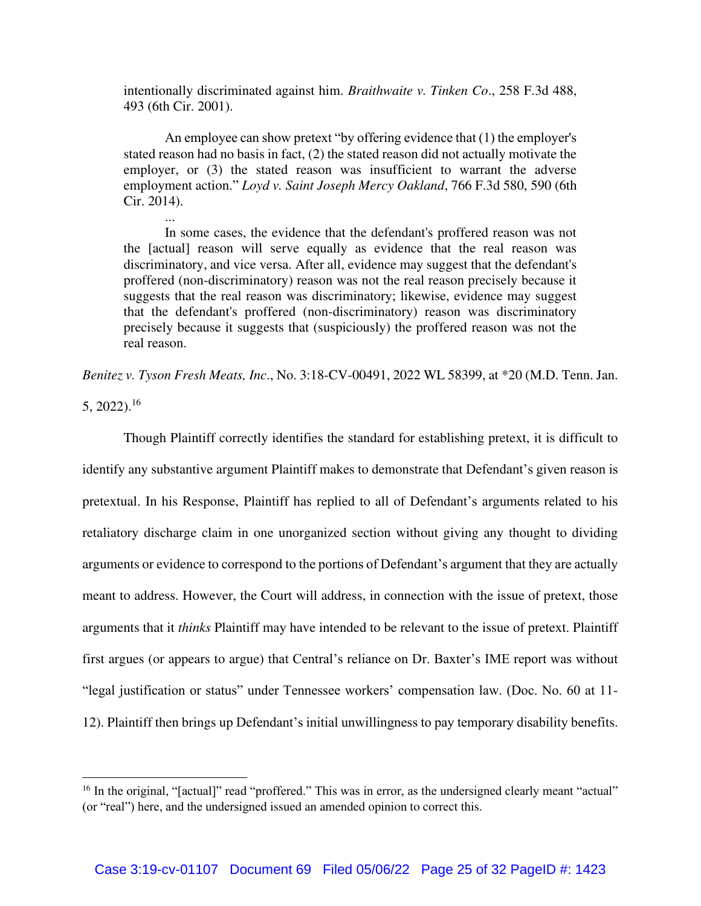> intentionally discriminated against him. *Braithwaite v. Tinken Co*., 258 F.3d 488, 493 (6th Cir. 2001).
>
> An employee can show pretext "by offering evidence that (1) the employer's stated reason had no basis in fact, (2) the stated reason did not actually motivate the employer, or (3) the stated reason was insufficient to warrant the adverse employment action." *Loyd v. Saint Joseph Mercy Oakland*, 766 F.3d 580, 590 (6th Cir. 2014).
>
> ...
>
> In some cases, the evidence that the defendant's proffered reason was not the [actual] reason will serve equally as evidence that the real reason was discriminatory, and vice versa. After all, evidence may suggest that the defendant's proffered (non-discriminatory) reason was not the real reason precisely because it suggests that the real reason was discriminatory; likewise, evidence may suggest that the defendant's proffered (non-discriminatory) reason was discriminatory precisely because it suggests that (suspiciously) the proffered reason was not the real reason.

*Benitez v. Tyson Fresh Meats, Inc*., No. 3:18-CV-00491, 2022 WL 58399, at *20 (M.D. Tenn. Jan. 5, 2022).[16]

Though Plaintiff correctly identifies the standard for establishing pretext, it is difficult to identify any substantive argument Plaintiff makes to demonstrate that Defendant's given reason is pretextual. In his Response, Plaintiff has replied to all of Defendant's arguments related to his retaliatory discharge claim in one unorganized section without giving any thought to dividing arguments or evidence to correspond to the portions of Defendant's argument that they are actually meant to address. However, the Court will address, in connection with the issue of pretext, those arguments that it *thinks* Plaintiff may have intended to be relevant to the issue of pretext. Plaintiff first argues (or appears to argue) that Central's reliance on Dr. Baxter's IME report was without "legal justification or status" under Tennessee workers' compensation law. (Doc. No. 60 at 11-12). Plaintiff then brings up Defendant's initial unwillingness to pay temporary disability benefits.

---

[16] In the original, "[actual]" read "proffered." This was in error, as the undersigned clearly meant "actual" (or "real") here, and the undersigned issued an amended opinion to correct this.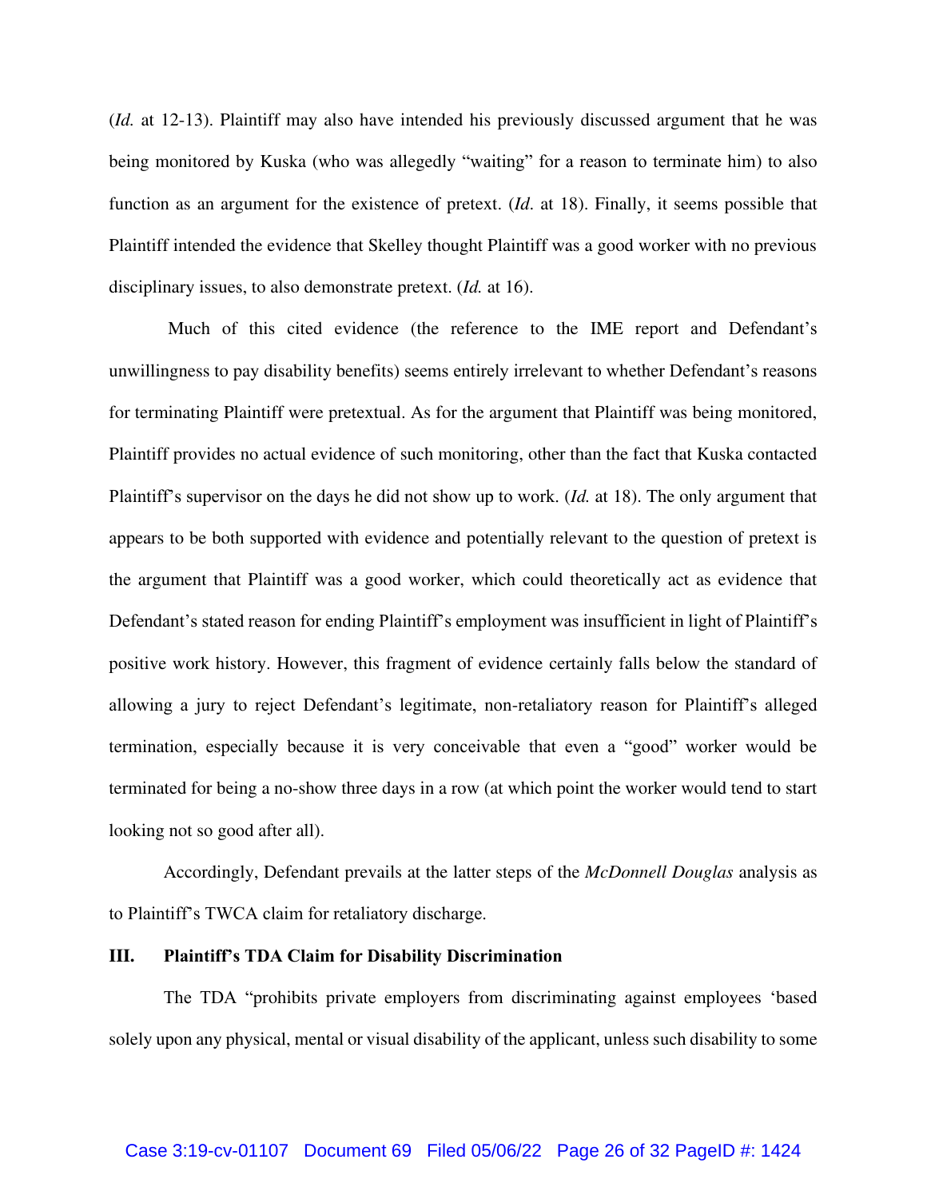(*Id.* at 12-13). Plaintiff may also have intended his previously discussed argument that he was being monitored by Kuska (who was allegedly "waiting" for a reason to terminate him) to also function as an argument for the existence of pretext. (*Id.* at 18). Finally, it seems possible that Plaintiff intended the evidence that Skelley thought Plaintiff was a good worker with no previous disciplinary issues, to also demonstrate pretext. (*Id.* at 16).

Much of this cited evidence (the reference to the IME report and Defendant's unwillingness to pay disability benefits) seems entirely irrelevant to whether Defendant's reasons for terminating Plaintiff were pretextual. As for the argument that Plaintiff was being monitored, Plaintiff provides no actual evidence of such monitoring, other than the fact that Kuska contacted Plaintiff's supervisor on the days he did not show up to work. (*Id.* at 18). The only argument that appears to be both supported with evidence and potentially relevant to the question of pretext is the argument that Plaintiff was a good worker, which could theoretically act as evidence that Defendant's stated reason for ending Plaintiff's employment was insufficient in light of Plaintiff's positive work history. However, this fragment of evidence certainly falls below the standard of allowing a jury to reject Defendant's legitimate, non-retaliatory reason for Plaintiff's alleged termination, especially because it is very conceivable that even a "good" worker would be terminated for being a no-show three days in a row (at which point the worker would tend to start looking not so good after all).

Accordingly, Defendant prevails at the latter steps of the *McDonnell Douglas* analysis as to Plaintiff's TWCA claim for retaliatory discharge.

## III. Plaintiff's TDA Claim for Disability Discrimination

The TDA "prohibits private employers from discriminating against employees 'based solely upon any physical, mental or visual disability of the applicant, unless such disability to some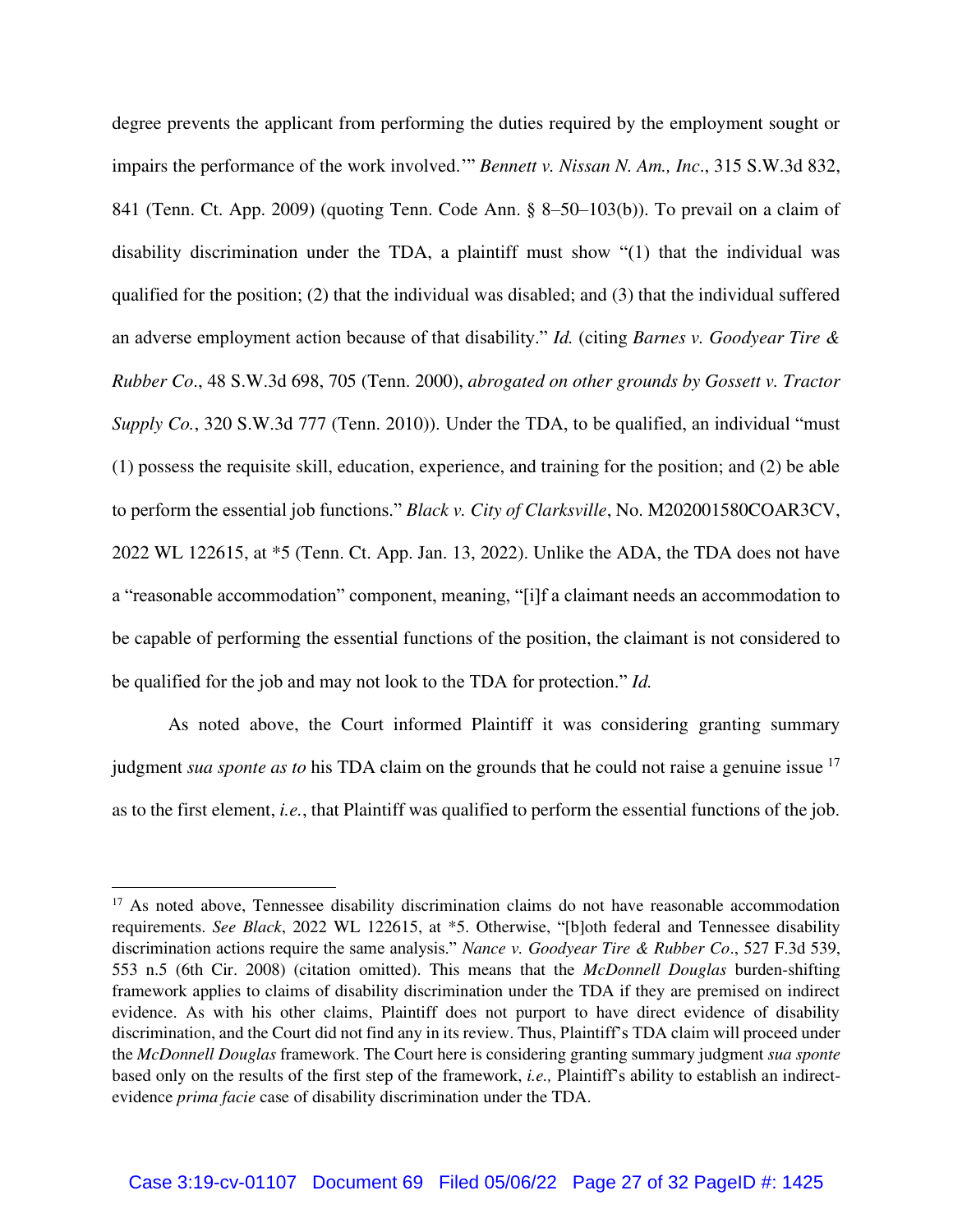degree prevents the applicant from performing the duties required by the employment sought or impairs the performance of the work involved.'" *Bennett v. Nissan N. Am., Inc*., 315 S.W.3d 832, 841 (Tenn. Ct. App. 2009) (quoting Tenn. Code Ann. § 8–50–103(b)). To prevail on a claim of disability discrimination under the TDA, a plaintiff must show "(1) that the individual was qualified for the position; (2) that the individual was disabled; and (3) that the individual suffered an adverse employment action because of that disability." *Id.* (citing *Barnes v. Goodyear Tire & Rubber Co*., 48 S.W.3d 698, 705 (Tenn. 2000), *abrogated on other grounds by Gossett v. Tractor Supply Co.*, 320 S.W.3d 777 (Tenn. 2010)). Under the TDA, to be qualified, an individual "must (1) possess the requisite skill, education, experience, and training for the position; and (2) be able to perform the essential job functions." *Black v. City of Clarksville*, No. M202001580COAR3CV, 2022 WL 122615, at *5 (Tenn. Ct. App. Jan. 13, 2022). Unlike the ADA, the TDA does not have a "reasonable accommodation" component, meaning, "[i]f a claimant needs an accommodation to be capable of performing the essential functions of the position, the claimant is not considered to be qualified for the job and may not look to the TDA for protection." *Id.*

As noted above, the Court informed Plaintiff it was considering granting summary judgment *sua sponte as to* his TDA claim on the grounds that he could not raise a genuine issue [17] as to the first element, *i.e.*, that Plaintiff was qualified to perform the essential functions of the job.

---

[17] As noted above, Tennessee disability discrimination claims do not have reasonable accommodation requirements. *See Black*, 2022 WL 122615, at *5. Otherwise, "[b]oth federal and Tennessee disability discrimination actions require the same analysis." *Nance v. Goodyear Tire & Rubber Co*., 527 F.3d 539, 553 n.5 (6th Cir. 2008) (citation omitted). This means that the *McDonnell Douglas* burden-shifting framework applies to claims of disability discrimination under the TDA if they are premised on indirect evidence. As with his other claims, Plaintiff does not purport to have direct evidence of disability discrimination, and the Court did not find any in its review. Thus, Plaintiff's TDA claim will proceed under the *McDonnell Douglas* framework. The Court here is considering granting summary judgment *sua sponte* based only on the results of the first step of the framework, *i.e.,* Plaintiff's ability to establish an indirect-evidence *prima facie* case of disability discrimination under the TDA.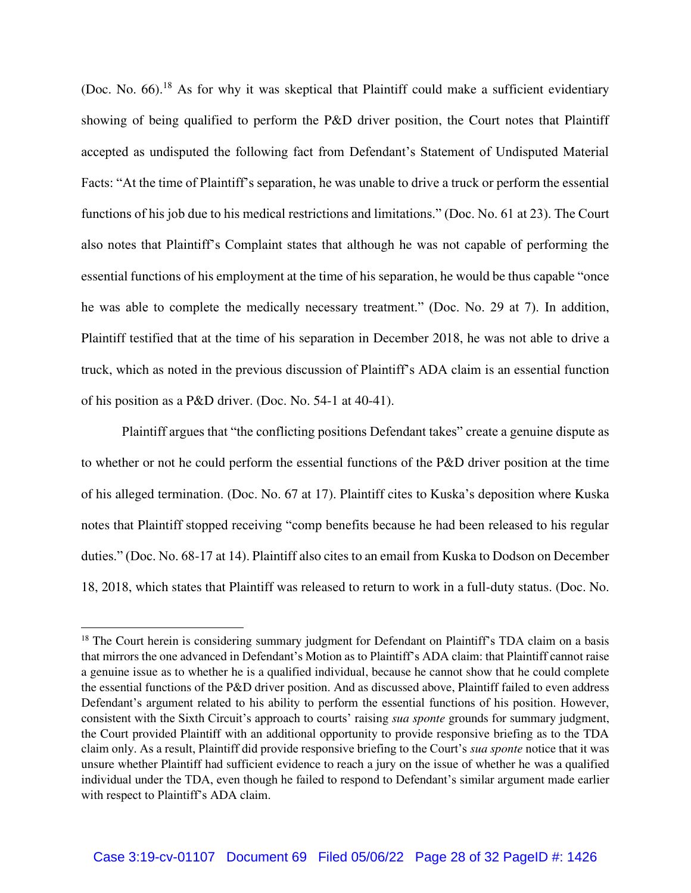(Doc. No. 66).[18] As for why it was skeptical that Plaintiff could make a sufficient evidentiary showing of being qualified to perform the P&D driver position, the Court notes that Plaintiff accepted as undisputed the following fact from Defendant's Statement of Undisputed Material Facts: "At the time of Plaintiff's separation, he was unable to drive a truck or perform the essential functions of his job due to his medical restrictions and limitations." (Doc. No. 61 at 23). The Court also notes that Plaintiff's Complaint states that although he was not capable of performing the essential functions of his employment at the time of his separation, he would be thus capable "once he was able to complete the medically necessary treatment." (Doc. No. 29 at 7). In addition, Plaintiff testified that at the time of his separation in December 2018, he was not able to drive a truck, which as noted in the previous discussion of Plaintiff's ADA claim is an essential function of his position as a P&D driver. (Doc. No. 54-1 at 40-41).

Plaintiff argues that "the conflicting positions Defendant takes" create a genuine dispute as to whether or not he could perform the essential functions of the P&D driver position at the time of his alleged termination. (Doc. No. 67 at 17). Plaintiff cites to Kuska's deposition where Kuska notes that Plaintiff stopped receiving "comp benefits because he had been released to his regular duties." (Doc. No. 68-17 at 14). Plaintiff also cites to an email from Kuska to Dodson on December 18, 2018, which states that Plaintiff was released to return to work in a full-duty status. (Doc. No.

---

[18] The Court herein is considering summary judgment for Defendant on Plaintiff's TDA claim on a basis that mirrors the one advanced in Defendant's Motion as to Plaintiff's ADA claim: that Plaintiff cannot raise a genuine issue as to whether he is a qualified individual, because he cannot show that he could complete the essential functions of the P&D driver position. And as discussed above, Plaintiff failed to even address Defendant's argument related to his ability to perform the essential functions of his position. However, consistent with the Sixth Circuit's approach to courts' raising *sua sponte* grounds for summary judgment, the Court provided Plaintiff with an additional opportunity to provide responsive briefing as to the TDA claim only. As a result, Plaintiff did provide responsive briefing to the Court's *sua sponte* notice that it was unsure whether Plaintiff had sufficient evidence to reach a jury on the issue of whether he was a qualified individual under the TDA, even though he failed to respond to Defendant's similar argument made earlier with respect to Plaintiff's ADA claim.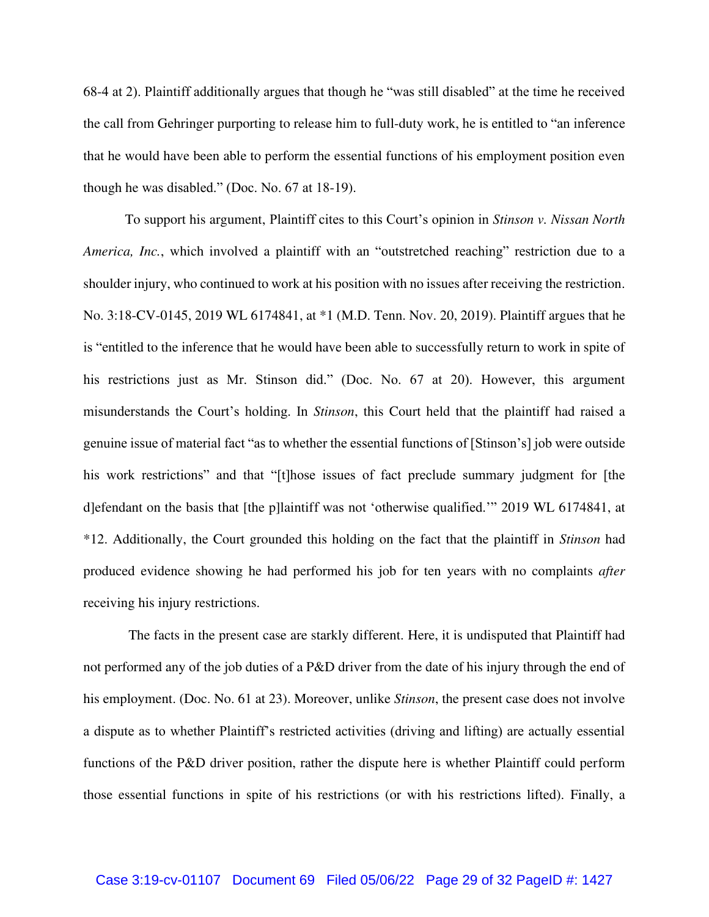68-4 at 2). Plaintiff additionally argues that though he "was still disabled" at the time he received the call from Gehringer purporting to release him to full-duty work, he is entitled to "an inference that he would have been able to perform the essential functions of his employment position even though he was disabled." (Doc. No. 67 at 18-19).

To support his argument, Plaintiff cites to this Court's opinion in *Stinson v. Nissan North America, Inc.*, which involved a plaintiff with an "outstretched reaching" restriction due to a shoulder injury, who continued to work at his position with no issues after receiving the restriction. No. 3:18-CV-0145, 2019 WL 6174841, at *1 (M.D. Tenn. Nov. 20, 2019). Plaintiff argues that he is "entitled to the inference that he would have been able to successfully return to work in spite of his restrictions just as Mr. Stinson did." (Doc. No. 67 at 20). However, this argument misunderstands the Court's holding. In *Stinson*, this Court held that the plaintiff had raised a genuine issue of material fact "as to whether the essential functions of [Stinson's] job were outside his work restrictions" and that "[t]hose issues of fact preclude summary judgment for [the d]efendant on the basis that [the p]laintiff was not 'otherwise qualified.'" 2019 WL 6174841, at *12. Additionally, the Court grounded this holding on the fact that the plaintiff in *Stinson* had produced evidence showing he had performed his job for ten years with no complaints *after* receiving his injury restrictions.

The facts in the present case are starkly different. Here, it is undisputed that Plaintiff had not performed any of the job duties of a P&D driver from the date of his injury through the end of his employment. (Doc. No. 61 at 23). Moreover, unlike *Stinson*, the present case does not involve a dispute as to whether Plaintiff's restricted activities (driving and lifting) are actually essential functions of the P&D driver position, rather the dispute here is whether Plaintiff could perform those essential functions in spite of his restrictions (or with his restrictions lifted). Finally, a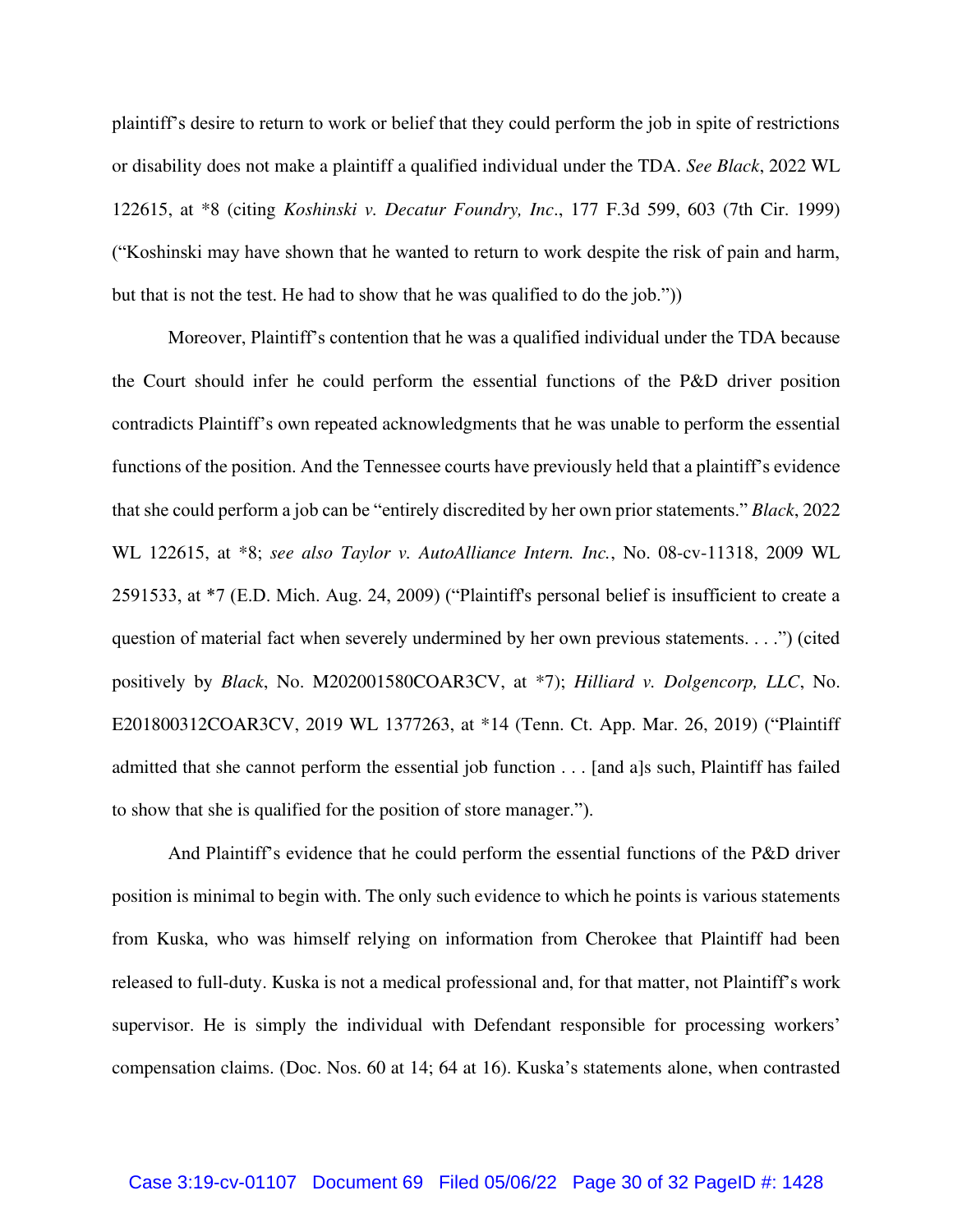plaintiff's desire to return to work or belief that they could perform the job in spite of restrictions or disability does not make a plaintiff a qualified individual under the TDA. *See Black*, 2022 WL 122615, at *8 (citing *Koshinski v. Decatur Foundry, Inc*., 177 F.3d 599, 603 (7th Cir. 1999) ("Koshinski may have shown that he wanted to return to work despite the risk of pain and harm, but that is not the test. He had to show that he was qualified to do the job."))

Moreover, Plaintiff's contention that he was a qualified individual under the TDA because the Court should infer he could perform the essential functions of the P&D driver position contradicts Plaintiff's own repeated acknowledgments that he was unable to perform the essential functions of the position. And the Tennessee courts have previously held that a plaintiff's evidence that she could perform a job can be "entirely discredited by her own prior statements." *Black*, 2022 WL 122615, at *8; *see also Taylor v. AutoAlliance Intern. Inc.*, No. 08-cv-11318, 2009 WL 2591533, at *7 (E.D. Mich. Aug. 24, 2009) ("Plaintiff's personal belief is insufficient to create a question of material fact when severely undermined by her own previous statements. . . .") (cited positively by *Black*, No. M202001580COAR3CV, at *7); *Hilliard v. Dolgencorp, LLC*, No. E201800312COAR3CV, 2019 WL 1377263, at *14 (Tenn. Ct. App. Mar. 26, 2019) ("Plaintiff admitted that she cannot perform the essential job function . . . [and a]s such, Plaintiff has failed to show that she is qualified for the position of store manager.").

And Plaintiff's evidence that he could perform the essential functions of the P&D driver position is minimal to begin with. The only such evidence to which he points is various statements from Kuska, who was himself relying on information from Cherokee that Plaintiff had been released to full-duty. Kuska is not a medical professional and, for that matter, not Plaintiff's work supervisor. He is simply the individual with Defendant responsible for processing workers' compensation claims. (Doc. Nos. 60 at 14; 64 at 16). Kuska's statements alone, when contrasted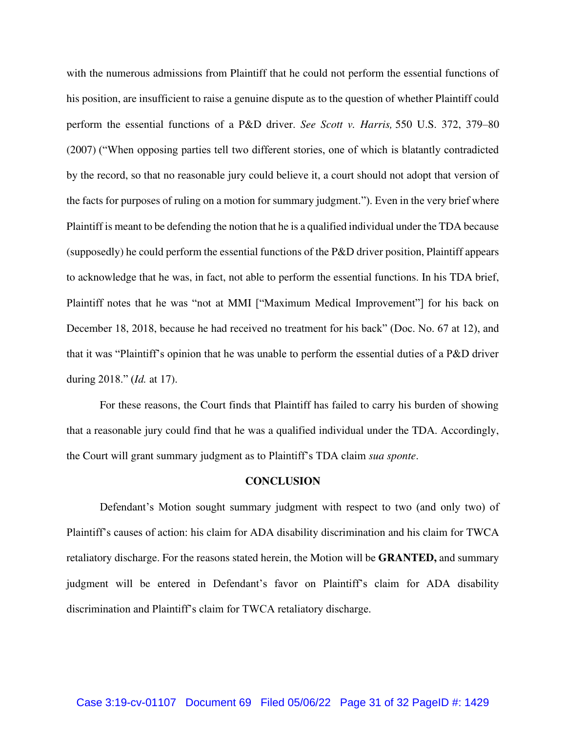with the numerous admissions from Plaintiff that he could not perform the essential functions of his position, are insufficient to raise a genuine dispute as to the question of whether Plaintiff could perform the essential functions of a P&D driver. *See Scott v. Harris,* 550 U.S. 372, 379–80 (2007) ("When opposing parties tell two different stories, one of which is blatantly contradicted by the record, so that no reasonable jury could believe it, a court should not adopt that version of the facts for purposes of ruling on a motion for summary judgment."). Even in the very brief where Plaintiff is meant to be defending the notion that he is a qualified individual under the TDA because (supposedly) he could perform the essential functions of the P&D driver position, Plaintiff appears to acknowledge that he was, in fact, not able to perform the essential functions. In his TDA brief, Plaintiff notes that he was "not at MMI ["Maximum Medical Improvement"] for his back on December 18, 2018, because he had received no treatment for his back" (Doc. No. 67 at 12), and that it was "Plaintiff's opinion that he was unable to perform the essential duties of a P&D driver during 2018." (*Id.* at 17).

For these reasons, the Court finds that Plaintiff has failed to carry his burden of showing that a reasonable jury could find that he was a qualified individual under the TDA. Accordingly, the Court will grant summary judgment as to Plaintiff's TDA claim *sua sponte*.

## CONCLUSION

Defendant's Motion sought summary judgment with respect to two (and only two) of Plaintiff's causes of action: his claim for ADA disability discrimination and his claim for TWCA retaliatory discharge. For the reasons stated herein, the Motion will be **GRANTED,** and summary judgment will be entered in Defendant's favor on Plaintiff's claim for ADA disability discrimination and Plaintiff's claim for TWCA retaliatory discharge.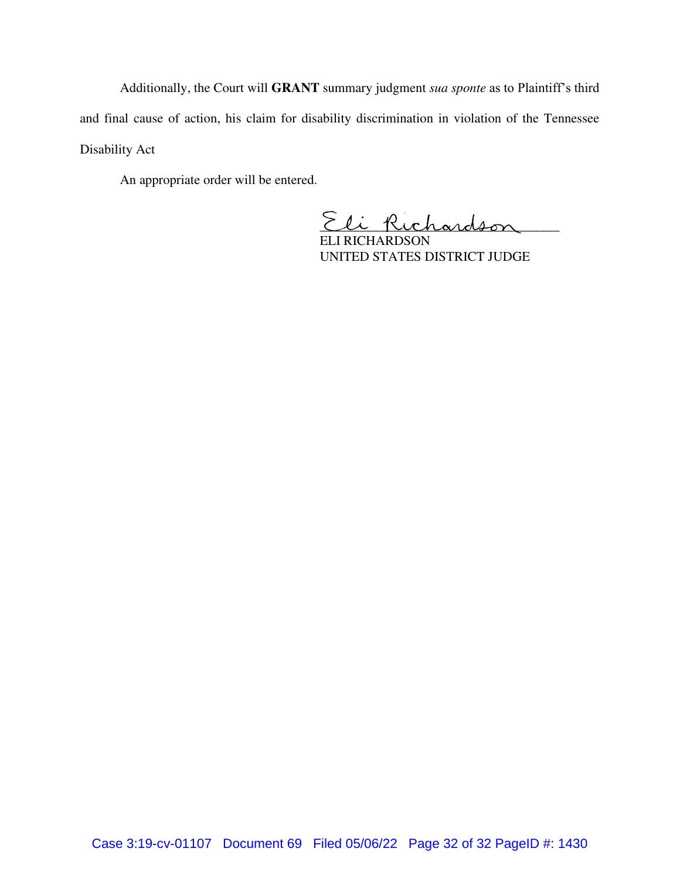Additionally, the Court will **GRANT** summary judgment *sua sponte* as to Plaintiff's third and final cause of action, his claim for disability discrimination in violation of the Tennessee Disability Act

An appropriate order will be entered.

Eli Richardson
ELI RICHARDSON
UNITED STATES DISTRICT JUDGE